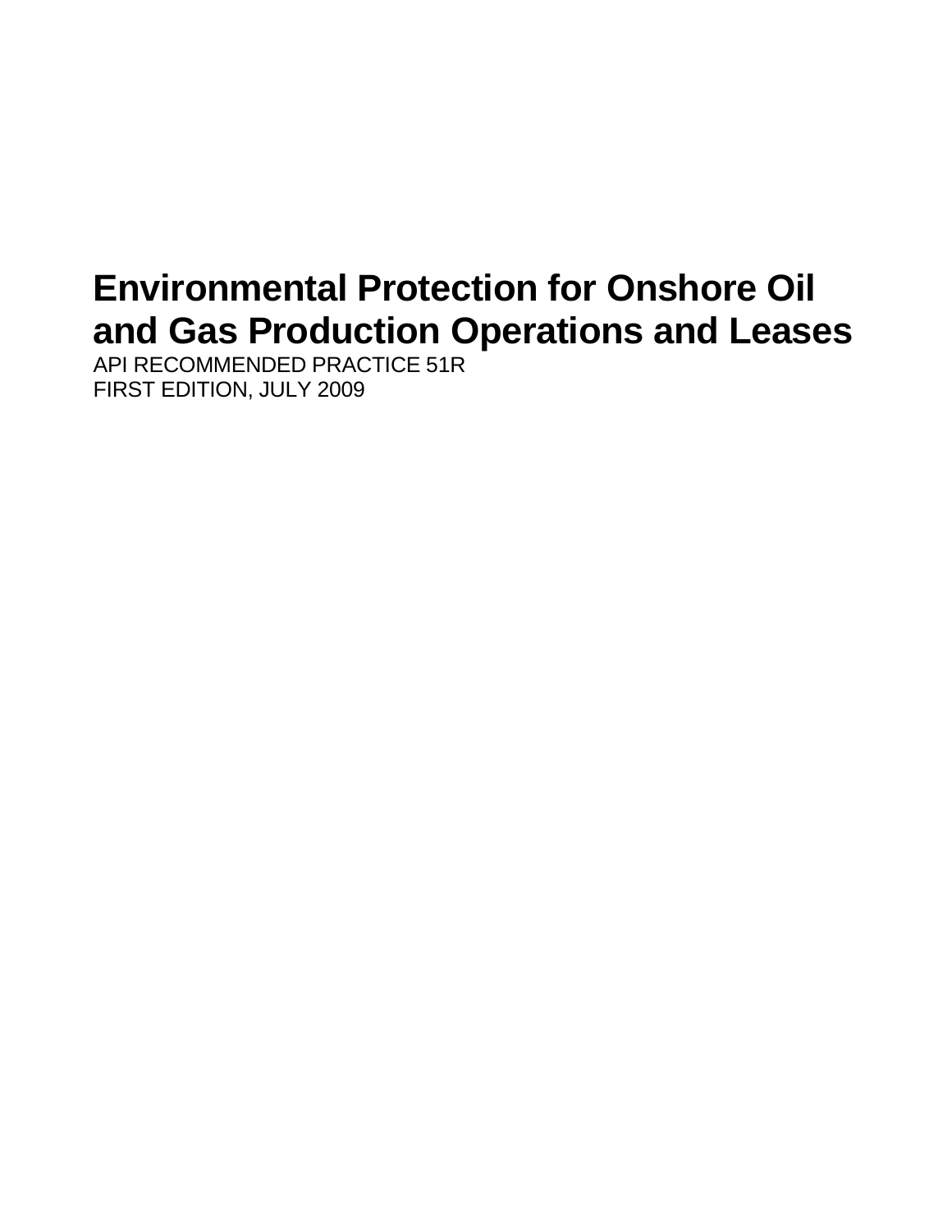# Environmental Protection for Onshore Oil and Gas Production Operations and Leases

API RECOMMENDED PRACTICE 51R
FIRST EDITION, JULY 2009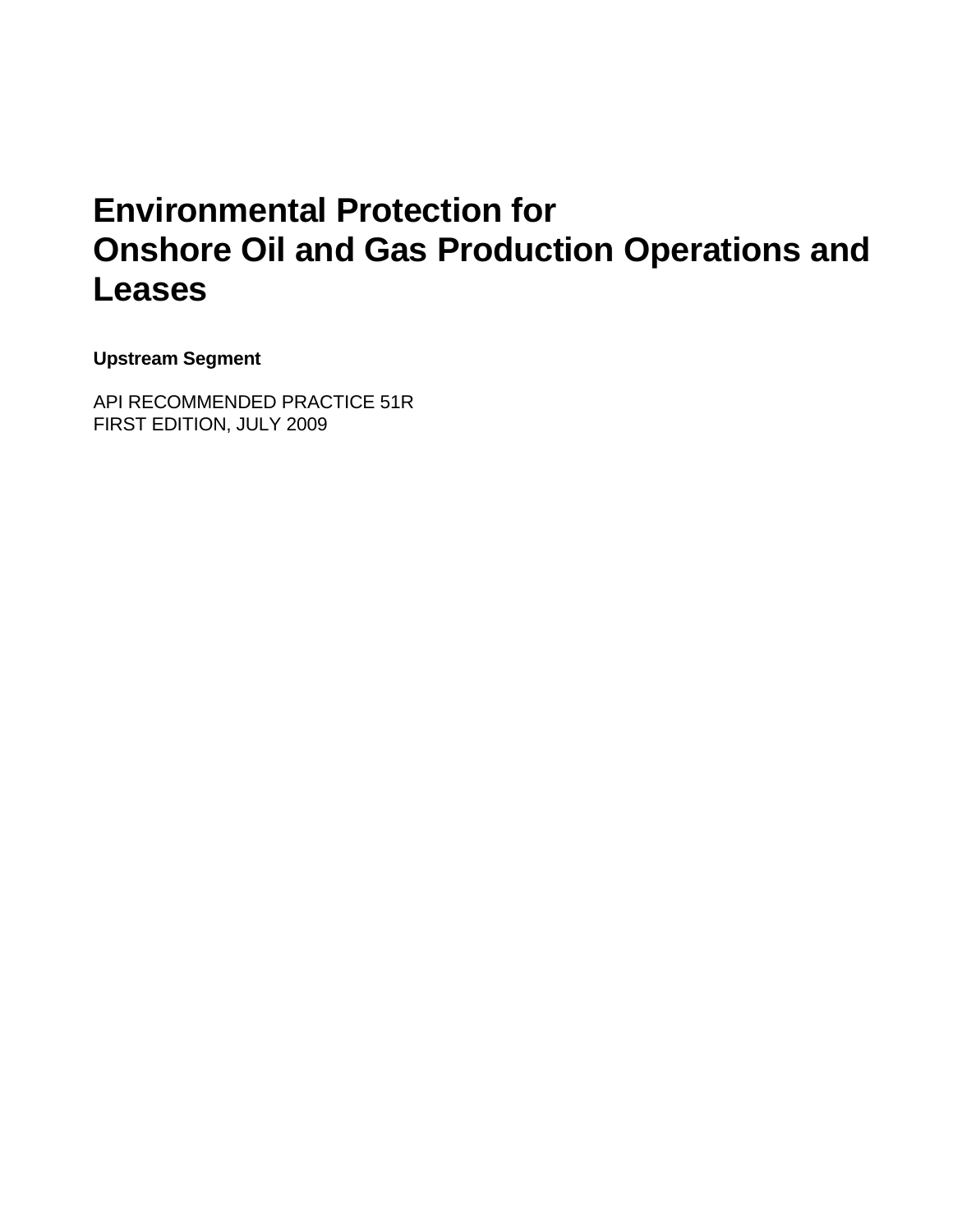# Environmental Protection for Onshore Oil and Gas Production Operations and Leases

**Upstream Segment**

API RECOMMENDED PRACTICE 51R
FIRST EDITION, JULY 2009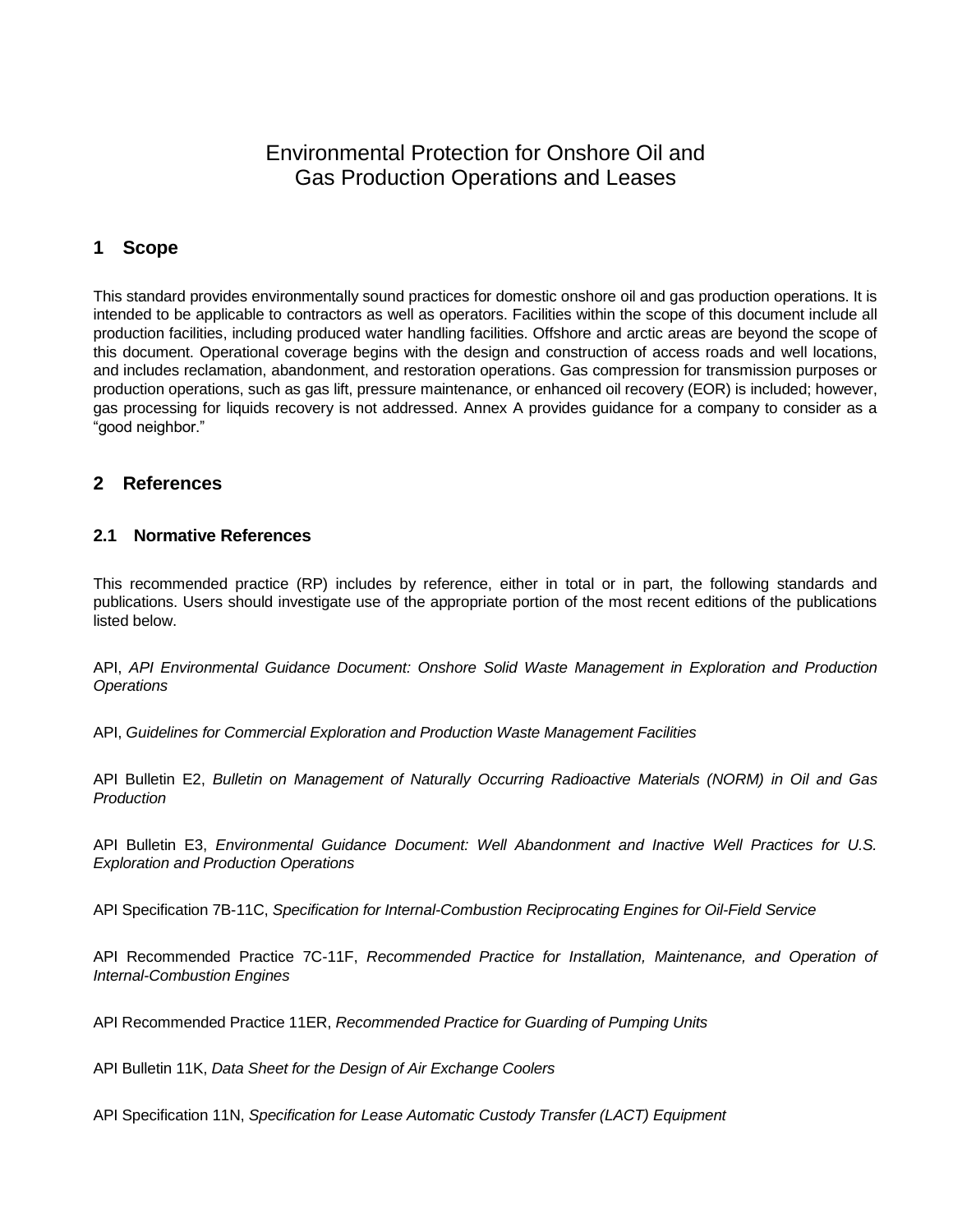# Environmental Protection for Onshore Oil and Gas Production Operations and Leases

## 1 Scope

This standard provides environmentally sound practices for domestic onshore oil and gas production operations. It is intended to be applicable to contractors as well as operators. Facilities within the scope of this document include all production facilities, including produced water handling facilities. Offshore and arctic areas are beyond the scope of this document. Operational coverage begins with the design and construction of access roads and well locations, and includes reclamation, abandonment, and restoration operations. Gas compression for transmission purposes or production operations, such as gas lift, pressure maintenance, or enhanced oil recovery (EOR) is included; however, gas processing for liquids recovery is not addressed. Annex A provides guidance for a company to consider as a "good neighbor."

## 2 References

### 2.1 Normative References

This recommended practice (RP) includes by reference, either in total or in part, the following standards and publications. Users should investigate use of the appropriate portion of the most recent editions of the publications listed below.

API, *API Environmental Guidance Document: Onshore Solid Waste Management in Exploration and Production Operations*

API, *Guidelines for Commercial Exploration and Production Waste Management Facilities*

API Bulletin E2, *Bulletin on Management of Naturally Occurring Radioactive Materials (NORM) in Oil and Gas Production*

API Bulletin E3, *Environmental Guidance Document: Well Abandonment and Inactive Well Practices for U.S. Exploration and Production Operations*

API Specification 7B-11C, *Specification for Internal-Combustion Reciprocating Engines for Oil-Field Service*

API Recommended Practice 7C-11F, *Recommended Practice for Installation, Maintenance, and Operation of Internal-Combustion Engines*

API Recommended Practice 11ER, *Recommended Practice for Guarding of Pumping Units*

API Bulletin 11K, *Data Sheet for the Design of Air Exchange Coolers*

API Specification 11N, *Specification for Lease Automatic Custody Transfer (LACT) Equipment*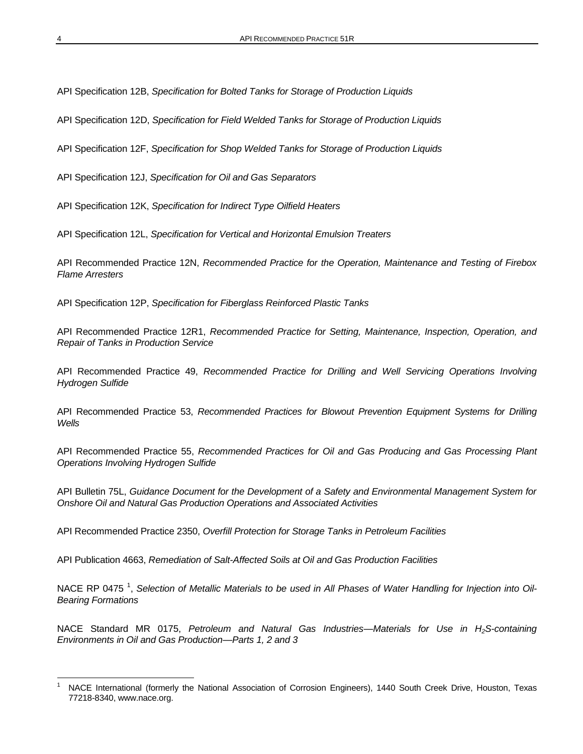API Specification 12B, *Specification for Bolted Tanks for Storage of Production Liquids*

API Specification 12D, *Specification for Field Welded Tanks for Storage of Production Liquids*

API Specification 12F, *Specification for Shop Welded Tanks for Storage of Production Liquids*

API Specification 12J, *Specification for Oil and Gas Separators*

API Specification 12K, *Specification for Indirect Type Oilfield Heaters*

API Specification 12L, *Specification for Vertical and Horizontal Emulsion Treaters*

API Recommended Practice 12N, *Recommended Practice for the Operation, Maintenance and Testing of Firebox Flame Arresters*

API Specification 12P, *Specification for Fiberglass Reinforced Plastic Tanks*

API Recommended Practice 12R1, *Recommended Practice for Setting, Maintenance, Inspection, Operation, and Repair of Tanks in Production Service*

API Recommended Practice 49, *Recommended Practice for Drilling and Well Servicing Operations Involving Hydrogen Sulfide*

API Recommended Practice 53, *Recommended Practices for Blowout Prevention Equipment Systems for Drilling Wells*

API Recommended Practice 55, *Recommended Practices for Oil and Gas Producing and Gas Processing Plant Operations Involving Hydrogen Sulfide*

API Bulletin 75L, *Guidance Document for the Development of a Safety and Environmental Management System for Onshore Oil and Natural Gas Production Operations and Associated Activities*

API Recommended Practice 2350, *Overfill Protection for Storage Tanks in Petroleum Facilities*

API Publication 4663, *Remediation of Salt-Affected Soils at Oil and Gas Production Facilities*

NACE RP 0475 [1], *Selection of Metallic Materials to be used in All Phases of Water Handling for Injection into Oil-Bearing Formations*

NACE Standard MR 0175, *Petroleum and Natural Gas Industries—Materials for Use in $H_2S$-containing Environments in Oil and Gas Production—Parts 1, 2 and 3*

---

[1] NACE International (formerly the National Association of Corrosion Engineers), 1440 South Creek Drive, Houston, Texas 77218-8340, www.nace.org.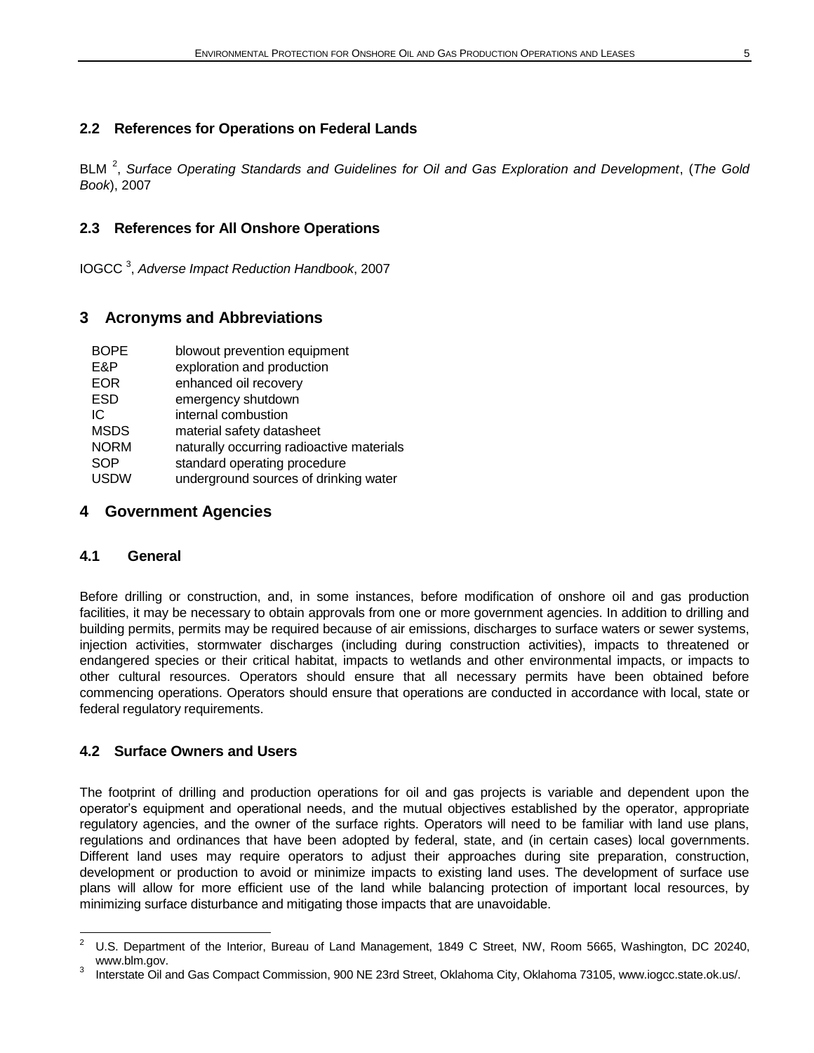## 2.2 References for Operations on Federal Lands

BLM [2], *Surface Operating Standards and Guidelines for Oil and Gas Exploration and Development*, (*The Gold Book*), 2007

## 2.3 References for All Onshore Operations

IOGCC [3], *Adverse Impact Reduction Handbook*, 2007

# 3 Acronyms and Abbreviations

| | |
|---|---|
| BOPE | blowout prevention equipment |
| E&P | exploration and production |
| EOR | enhanced oil recovery |
| ESD | emergency shutdown |
| IC | internal combustion |
| MSDS | material safety datasheet |
| NORM | naturally occurring radioactive materials |
| SOP | standard operating procedure |
| USDW | underground sources of drinking water |

# 4 Government Agencies

## 4.1 General

Before drilling or construction, and, in some instances, before modification of onshore oil and gas production facilities, it may be necessary to obtain approvals from one or more government agencies. In addition to drilling and building permits, permits may be required because of air emissions, discharges to surface waters or sewer systems, injection activities, stormwater discharges (including during construction activities), impacts to threatened or endangered species or their critical habitat, impacts to wetlands and other environmental impacts, or impacts to other cultural resources. Operators should ensure that all necessary permits have been obtained before commencing operations. Operators should ensure that operations are conducted in accordance with local, state or federal regulatory requirements.

## 4.2 Surface Owners and Users

The footprint of drilling and production operations for oil and gas projects is variable and dependent upon the operator's equipment and operational needs, and the mutual objectives established by the operator, appropriate regulatory agencies, and the owner of the surface rights. Operators will need to be familiar with land use plans, regulations and ordinances that have been adopted by federal, state, and (in certain cases) local governments. Different land uses may require operators to adjust their approaches during site preparation, construction, development or production to avoid or minimize impacts to existing land uses. The development of surface use plans will allow for more efficient use of the land while balancing protection of important local resources, by minimizing surface disturbance and mitigating those impacts that are unavoidable.

---

[2] U.S. Department of the Interior, Bureau of Land Management, 1849 C Street, NW, Room 5665, Washington, DC 20240, www.blm.gov.

[3] Interstate Oil and Gas Compact Commission, 900 NE 23rd Street, Oklahoma City, Oklahoma 73105, www.iogcc.state.ok.us/.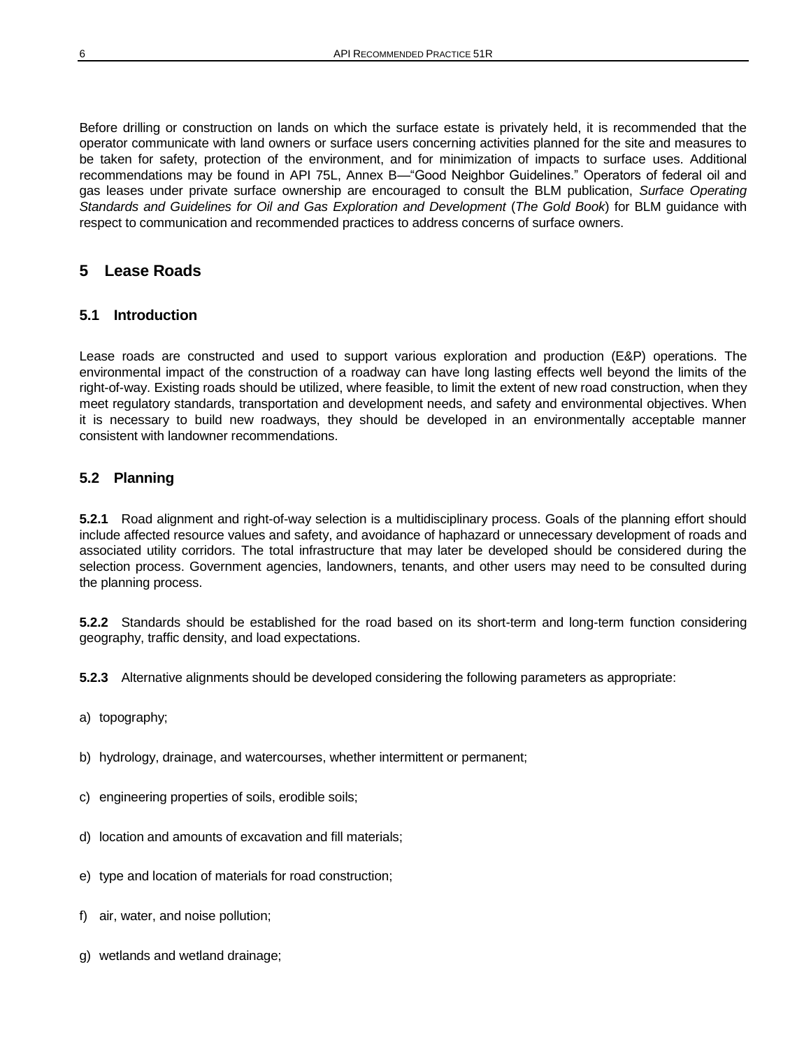Before drilling or construction on lands on which the surface estate is privately held, it is recommended that the operator communicate with land owners or surface users concerning activities planned for the site and measures to be taken for safety, protection of the environment, and for minimization of impacts to surface uses. Additional recommendations may be found in API 75L, Annex B—"Good Neighbor Guidelines." Operators of federal oil and gas leases under private surface ownership are encouraged to consult the BLM publication, *Surface Operating Standards and Guidelines for Oil and Gas Exploration and Development* (*The Gold Book*) for BLM guidance with respect to communication and recommended practices to address concerns of surface owners.

## 5 Lease Roads

### 5.1 Introduction

Lease roads are constructed and used to support various exploration and production (E&P) operations. The environmental impact of the construction of a roadway can have long lasting effects well beyond the limits of the right-of-way. Existing roads should be utilized, where feasible, to limit the extent of new road construction, when they meet regulatory standards, transportation and development needs, and safety and environmental objectives. When it is necessary to build new roadways, they should be developed in an environmentally acceptable manner consistent with landowner recommendations.

### 5.2 Planning

**5.2.1** Road alignment and right-of-way selection is a multidisciplinary process. Goals of the planning effort should include affected resource values and safety, and avoidance of haphazard or unnecessary development of roads and associated utility corridors. The total infrastructure that may later be developed should be considered during the selection process. Government agencies, landowners, tenants, and other users may need to be consulted during the planning process.

**5.2.2** Standards should be established for the road based on its short-term and long-term function considering geography, traffic density, and load expectations.

**5.2.3** Alternative alignments should be developed considering the following parameters as appropriate:

a) topography;

b) hydrology, drainage, and watercourses, whether intermittent or permanent;

c) engineering properties of soils, erodible soils;

d) location and amounts of excavation and fill materials;

e) type and location of materials for road construction;

f) air, water, and noise pollution;

g) wetlands and wetland drainage;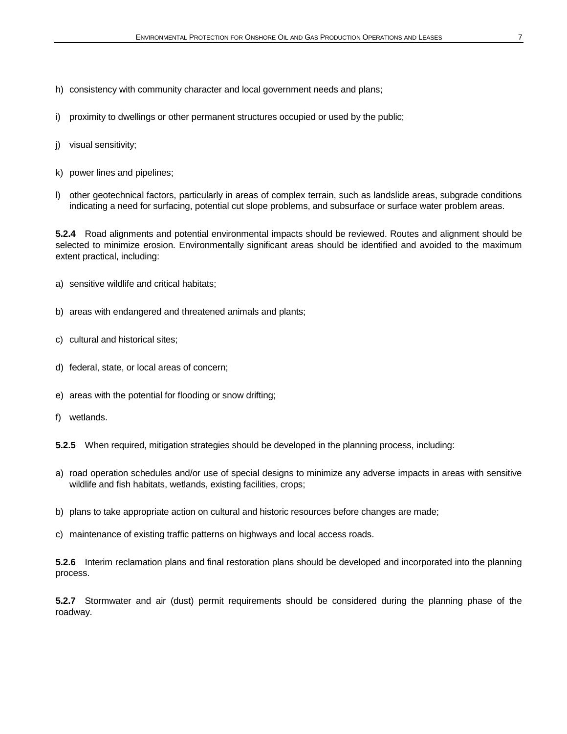h) consistency with community character and local government needs and plans;

i) proximity to dwellings or other permanent structures occupied or used by the public;

j) visual sensitivity;

k) power lines and pipelines;

l) other geotechnical factors, particularly in areas of complex terrain, such as landslide areas, subgrade conditions indicating a need for surfacing, potential cut slope problems, and subsurface or surface water problem areas.

**5.2.4** Road alignments and potential environmental impacts should be reviewed. Routes and alignment should be selected to minimize erosion. Environmentally significant areas should be identified and avoided to the maximum extent practical, including:

a) sensitive wildlife and critical habitats;

b) areas with endangered and threatened animals and plants;

c) cultural and historical sites;

d) federal, state, or local areas of concern;

e) areas with the potential for flooding or snow drifting;

f) wetlands.

**5.2.5** When required, mitigation strategies should be developed in the planning process, including:

a) road operation schedules and/or use of special designs to minimize any adverse impacts in areas with sensitive wildlife and fish habitats, wetlands, existing facilities, crops;

b) plans to take appropriate action on cultural and historic resources before changes are made;

c) maintenance of existing traffic patterns on highways and local access roads.

**5.2.6** Interim reclamation plans and final restoration plans should be developed and incorporated into the planning process.

**5.2.7** Stormwater and air (dust) permit requirements should be considered during the planning phase of the roadway.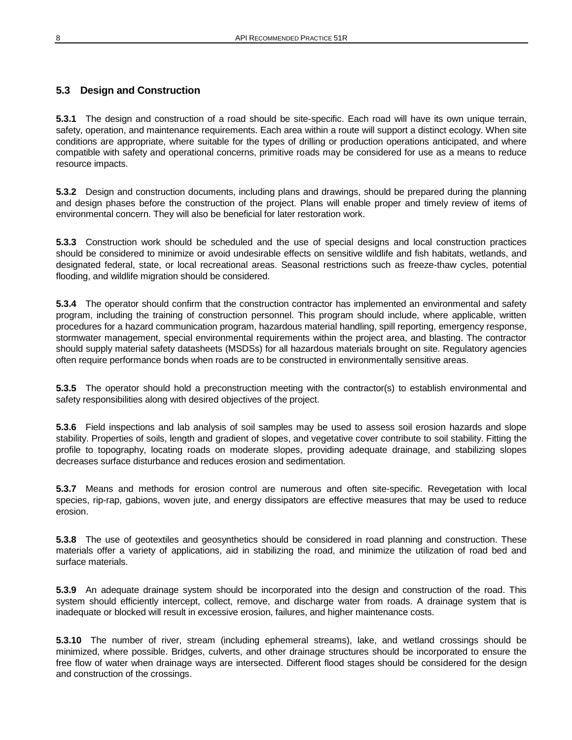### 5.3 Design and Construction

**5.3.1** The design and construction of a road should be site-specific. Each road will have its own unique terrain, safety, operation, and maintenance requirements. Each area within a route will support a distinct ecology. When site conditions are appropriate, where suitable for the types of drilling or production operations anticipated, and where compatible with safety and operational concerns, primitive roads may be considered for use as a means to reduce resource impacts.

**5.3.2** Design and construction documents, including plans and drawings, should be prepared during the planning and design phases before the construction of the project. Plans will enable proper and timely review of items of environmental concern. They will also be beneficial for later restoration work.

**5.3.3** Construction work should be scheduled and the use of special designs and local construction practices should be considered to minimize or avoid undesirable effects on sensitive wildlife and fish habitats, wetlands, and designated federal, state, or local recreational areas. Seasonal restrictions such as freeze-thaw cycles, potential flooding, and wildlife migration should be considered.

**5.3.4** The operator should confirm that the construction contractor has implemented an environmental and safety program, including the training of construction personnel. This program should include, where applicable, written procedures for a hazard communication program, hazardous material handling, spill reporting, emergency response, stormwater management, special environmental requirements within the project area, and blasting. The contractor should supply material safety datasheets (MSDSs) for all hazardous materials brought on site. Regulatory agencies often require performance bonds when roads are to be constructed in environmentally sensitive areas.

**5.3.5** The operator should hold a preconstruction meeting with the contractor(s) to establish environmental and safety responsibilities along with desired objectives of the project.

**5.3.6** Field inspections and lab analysis of soil samples may be used to assess soil erosion hazards and slope stability. Properties of soils, length and gradient of slopes, and vegetative cover contribute to soil stability. Fitting the profile to topography, locating roads on moderate slopes, providing adequate drainage, and stabilizing slopes decreases surface disturbance and reduces erosion and sedimentation.

**5.3.7** Means and methods for erosion control are numerous and often site-specific. Revegetation with local species, rip-rap, gabions, woven jute, and energy dissipators are effective measures that may be used to reduce erosion.

**5.3.8** The use of geotextiles and geosynthetics should be considered in road planning and construction. These materials offer a variety of applications, aid in stabilizing the road, and minimize the utilization of road bed and surface materials.

**5.3.9** An adequate drainage system should be incorporated into the design and construction of the road. This system should efficiently intercept, collect, remove, and discharge water from roads. A drainage system that is inadequate or blocked will result in excessive erosion, failures, and higher maintenance costs.

**5.3.10** The number of river, stream (including ephemeral streams), lake, and wetland crossings should be minimized, where possible. Bridges, culverts, and other drainage structures should be incorporated to ensure the free flow of water when drainage ways are intersected. Different flood stages should be considered for the design and construction of the crossings.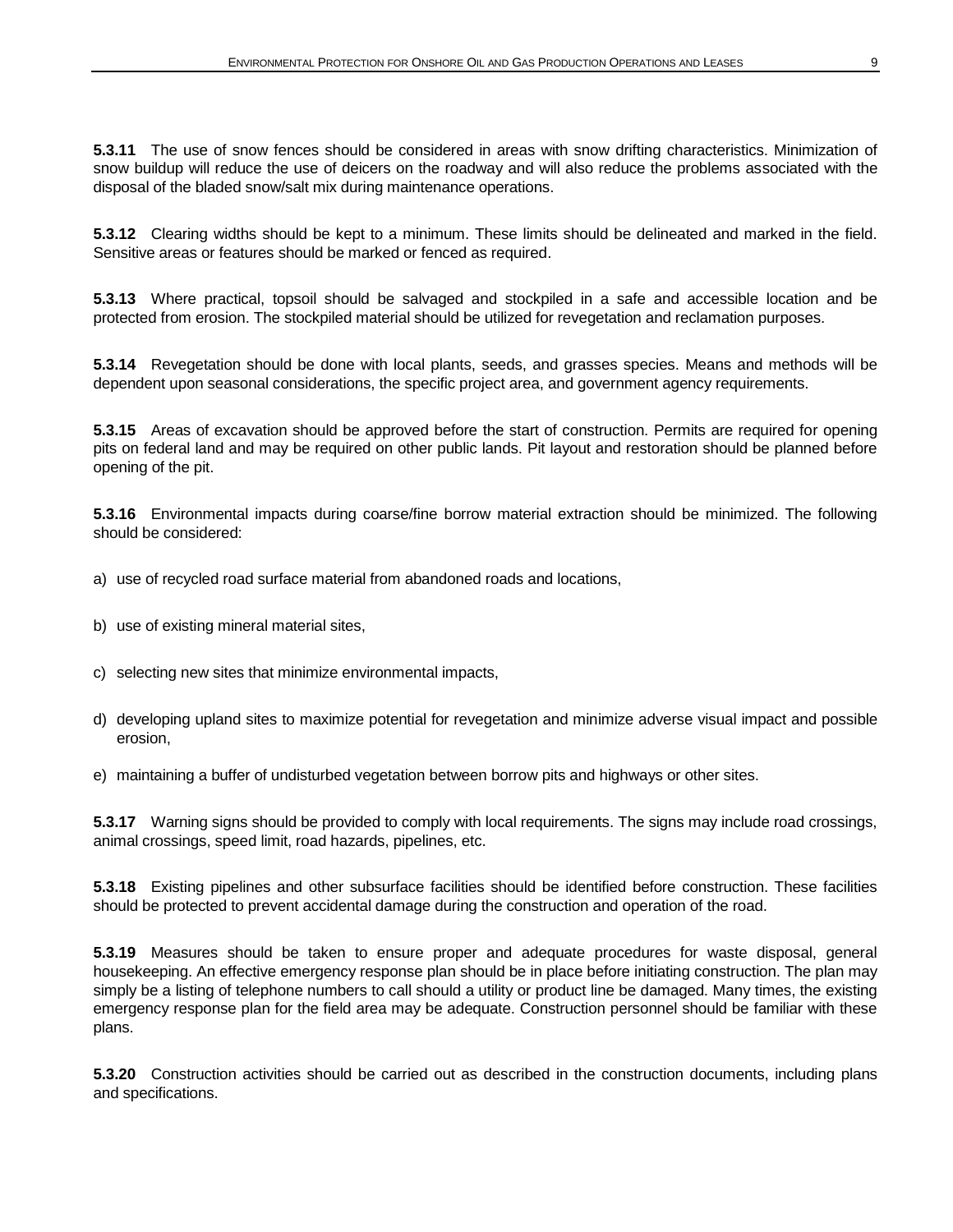**5.3.11** The use of snow fences should be considered in areas with snow drifting characteristics. Minimization of snow buildup will reduce the use of deicers on the roadway and will also reduce the problems associated with the disposal of the bladed snow/salt mix during maintenance operations.

**5.3.12** Clearing widths should be kept to a minimum. These limits should be delineated and marked in the field. Sensitive areas or features should be marked or fenced as required.

**5.3.13** Where practical, topsoil should be salvaged and stockpiled in a safe and accessible location and be protected from erosion. The stockpiled material should be utilized for revegetation and reclamation purposes.

**5.3.14** Revegetation should be done with local plants, seeds, and grasses species. Means and methods will be dependent upon seasonal considerations, the specific project area, and government agency requirements.

**5.3.15** Areas of excavation should be approved before the start of construction. Permits are required for opening pits on federal land and may be required on other public lands. Pit layout and restoration should be planned before opening of the pit.

**5.3.16** Environmental impacts during coarse/fine borrow material extraction should be minimized. The following should be considered:

a) use of recycled road surface material from abandoned roads and locations,

b) use of existing mineral material sites,

c) selecting new sites that minimize environmental impacts,

d) developing upland sites to maximize potential for revegetation and minimize adverse visual impact and possible erosion,

e) maintaining a buffer of undisturbed vegetation between borrow pits and highways or other sites.

**5.3.17** Warning signs should be provided to comply with local requirements. The signs may include road crossings, animal crossings, speed limit, road hazards, pipelines, etc.

**5.3.18** Existing pipelines and other subsurface facilities should be identified before construction. These facilities should be protected to prevent accidental damage during the construction and operation of the road.

**5.3.19** Measures should be taken to ensure proper and adequate procedures for waste disposal, general housekeeping. An effective emergency response plan should be in place before initiating construction. The plan may simply be a listing of telephone numbers to call should a utility or product line be damaged. Many times, the existing emergency response plan for the field area may be adequate. Construction personnel should be familiar with these plans.

**5.3.20** Construction activities should be carried out as described in the construction documents, including plans and specifications.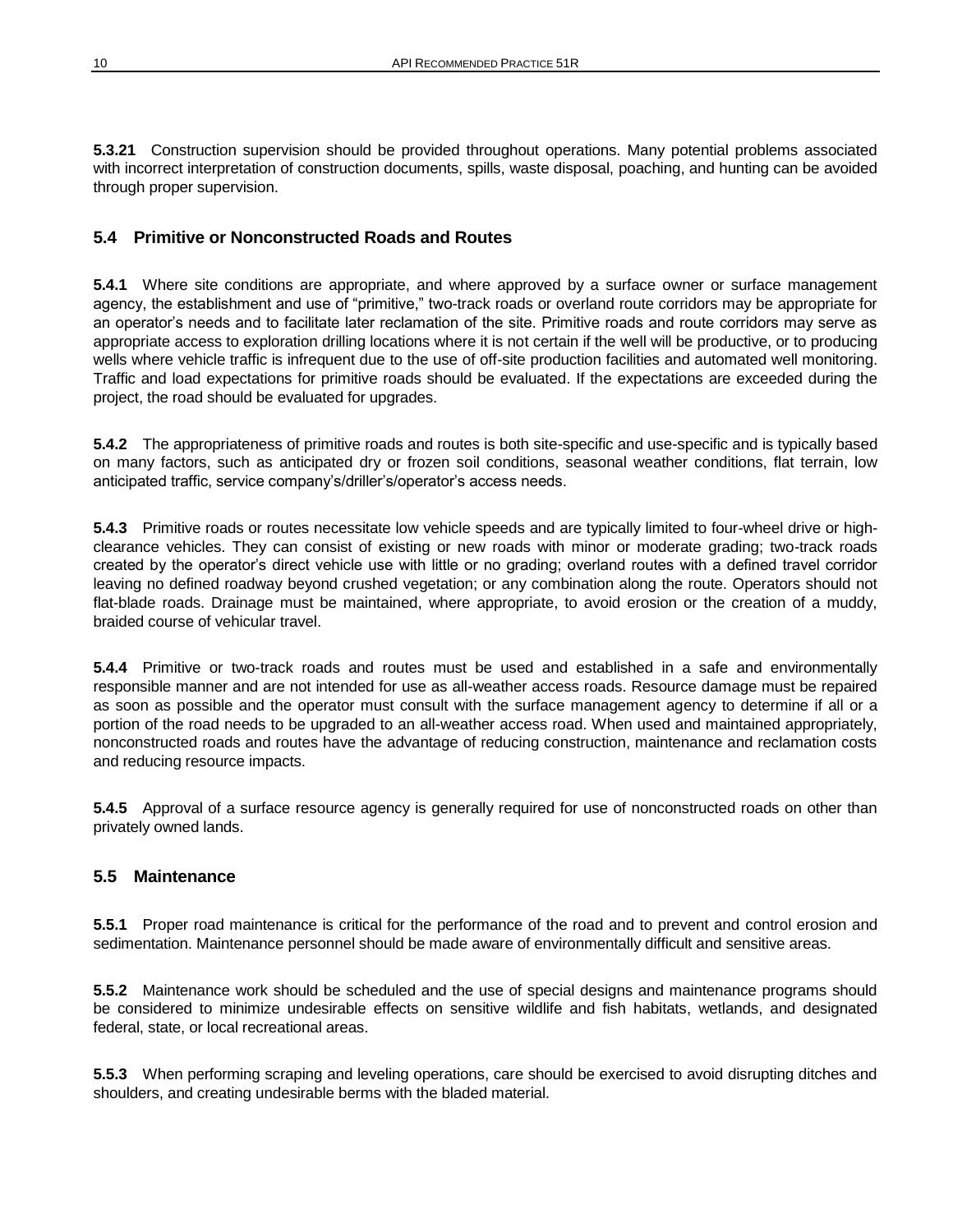**5.3.21** Construction supervision should be provided throughout operations. Many potential problems associated with incorrect interpretation of construction documents, spills, waste disposal, poaching, and hunting can be avoided through proper supervision.

## 5.4 Primitive or Nonconstructed Roads and Routes

**5.4.1** Where site conditions are appropriate, and where approved by a surface owner or surface management agency, the establishment and use of "primitive," two-track roads or overland route corridors may be appropriate for an operator's needs and to facilitate later reclamation of the site. Primitive roads and route corridors may serve as appropriate access to exploration drilling locations where it is not certain if the well will be productive, or to producing wells where vehicle traffic is infrequent due to the use of off-site production facilities and automated well monitoring. Traffic and load expectations for primitive roads should be evaluated. If the expectations are exceeded during the project, the road should be evaluated for upgrades.

**5.4.2** The appropriateness of primitive roads and routes is both site-specific and use-specific and is typically based on many factors, such as anticipated dry or frozen soil conditions, seasonal weather conditions, flat terrain, low anticipated traffic, service company's/driller's/operator's access needs.

**5.4.3** Primitive roads or routes necessitate low vehicle speeds and are typically limited to four-wheel drive or high-clearance vehicles. They can consist of existing or new roads with minor or moderate grading; two-track roads created by the operator's direct vehicle use with little or no grading; overland routes with a defined travel corridor leaving no defined roadway beyond crushed vegetation; or any combination along the route. Operators should not flat-blade roads. Drainage must be maintained, where appropriate, to avoid erosion or the creation of a muddy, braided course of vehicular travel.

**5.4.4** Primitive or two-track roads and routes must be used and established in a safe and environmentally responsible manner and are not intended for use as all-weather access roads. Resource damage must be repaired as soon as possible and the operator must consult with the surface management agency to determine if all or a portion of the road needs to be upgraded to an all-weather access road. When used and maintained appropriately, nonconstructed roads and routes have the advantage of reducing construction, maintenance and reclamation costs and reducing resource impacts.

**5.4.5** Approval of a surface resource agency is generally required for use of nonconstructed roads on other than privately owned lands.

## 5.5 Maintenance

**5.5.1** Proper road maintenance is critical for the performance of the road and to prevent and control erosion and sedimentation. Maintenance personnel should be made aware of environmentally difficult and sensitive areas.

**5.5.2** Maintenance work should be scheduled and the use of special designs and maintenance programs should be considered to minimize undesirable effects on sensitive wildlife and fish habitats, wetlands, and designated federal, state, or local recreational areas.

**5.5.3** When performing scraping and leveling operations, care should be exercised to avoid disrupting ditches and shoulders, and creating undesirable berms with the bladed material.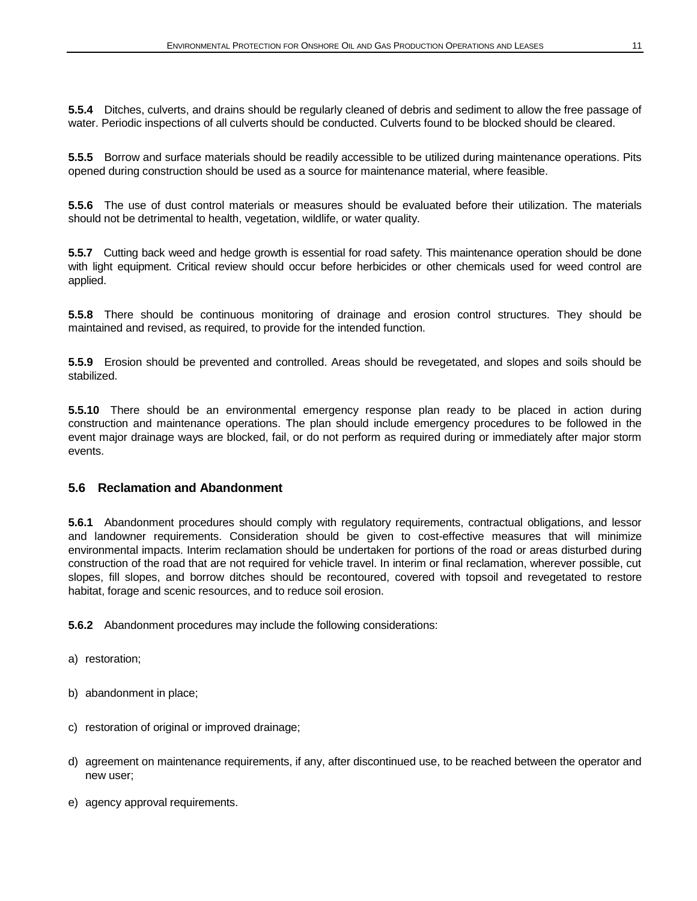**5.5.4** Ditches, culverts, and drains should be regularly cleaned of debris and sediment to allow the free passage of water. Periodic inspections of all culverts should be conducted. Culverts found to be blocked should be cleared.

**5.5.5** Borrow and surface materials should be readily accessible to be utilized during maintenance operations. Pits opened during construction should be used as a source for maintenance material, where feasible.

**5.5.6** The use of dust control materials or measures should be evaluated before their utilization. The materials should not be detrimental to health, vegetation, wildlife, or water quality.

**5.5.7** Cutting back weed and hedge growth is essential for road safety. This maintenance operation should be done with light equipment. Critical review should occur before herbicides or other chemicals used for weed control are applied.

**5.5.8** There should be continuous monitoring of drainage and erosion control structures. They should be maintained and revised, as required, to provide for the intended function.

**5.5.9** Erosion should be prevented and controlled. Areas should be revegetated, and slopes and soils should be stabilized.

**5.5.10** There should be an environmental emergency response plan ready to be placed in action during construction and maintenance operations. The plan should include emergency procedures to be followed in the event major drainage ways are blocked, fail, or do not perform as required during or immediately after major storm events.

### 5.6 Reclamation and Abandonment

**5.6.1** Abandonment procedures should comply with regulatory requirements, contractual obligations, and lessor and landowner requirements. Consideration should be given to cost-effective measures that will minimize environmental impacts. Interim reclamation should be undertaken for portions of the road or areas disturbed during construction of the road that are not required for vehicle travel. In interim or final reclamation, wherever possible, cut slopes, fill slopes, and borrow ditches should be recontoured, covered with topsoil and revegetated to restore habitat, forage and scenic resources, and to reduce soil erosion.

**5.6.2** Abandonment procedures may include the following considerations:

a) restoration;

b) abandonment in place;

c) restoration of original or improved drainage;

d) agreement on maintenance requirements, if any, after discontinued use, to be reached between the operator and new user;

e) agency approval requirements.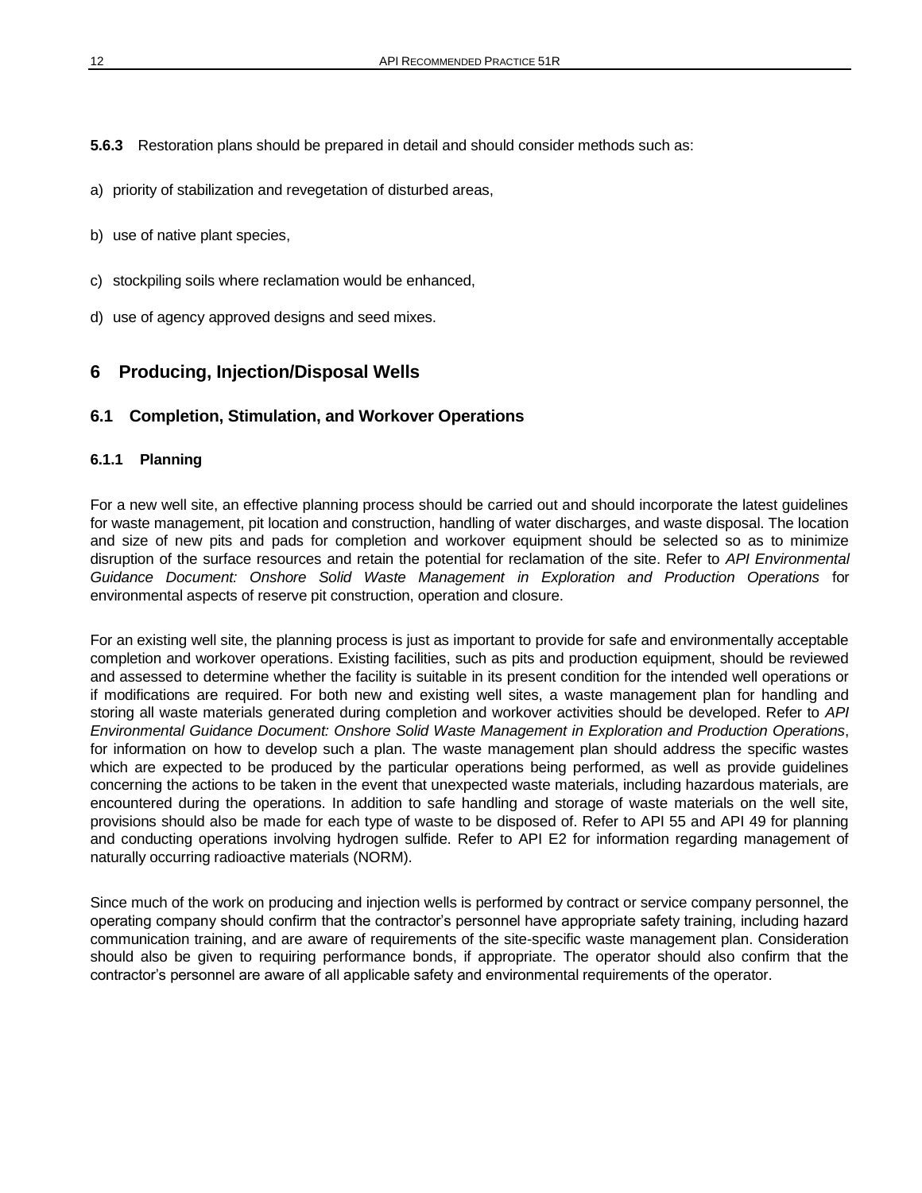**5.6.3** Restoration plans should be prepared in detail and should consider methods such as:

a) priority of stabilization and revegetation of disturbed areas,

b) use of native plant species,

c) stockpiling soils where reclamation would be enhanced,

d) use of agency approved designs and seed mixes.

# 6 Producing, Injection/Disposal Wells

## 6.1 Completion, Stimulation, and Workover Operations

### 6.1.1 Planning

For a new well site, an effective planning process should be carried out and should incorporate the latest guidelines for waste management, pit location and construction, handling of water discharges, and waste disposal. The location and size of new pits and pads for completion and workover equipment should be selected so as to minimize disruption of the surface resources and retain the potential for reclamation of the site. Refer to *API Environmental Guidance Document: Onshore Solid Waste Management in Exploration and Production Operations* for environmental aspects of reserve pit construction, operation and closure.

For an existing well site, the planning process is just as important to provide for safe and environmentally acceptable completion and workover operations. Existing facilities, such as pits and production equipment, should be reviewed and assessed to determine whether the facility is suitable in its present condition for the intended well operations or if modifications are required. For both new and existing well sites, a waste management plan for handling and storing all waste materials generated during completion and workover activities should be developed. Refer to *API Environmental Guidance Document: Onshore Solid Waste Management in Exploration and Production Operations*, for information on how to develop such a plan. The waste management plan should address the specific wastes which are expected to be produced by the particular operations being performed, as well as provide guidelines concerning the actions to be taken in the event that unexpected waste materials, including hazardous materials, are encountered during the operations. In addition to safe handling and storage of waste materials on the well site, provisions should also be made for each type of waste to be disposed of. Refer to API 55 and API 49 for planning and conducting operations involving hydrogen sulfide. Refer to API E2 for information regarding management of naturally occurring radioactive materials (NORM).

Since much of the work on producing and injection wells is performed by contract or service company personnel, the operating company should confirm that the contractor's personnel have appropriate safety training, including hazard communication training, and are aware of requirements of the site-specific waste management plan. Consideration should also be given to requiring performance bonds, if appropriate. The operator should also confirm that the contractor's personnel are aware of all applicable safety and environmental requirements of the operator.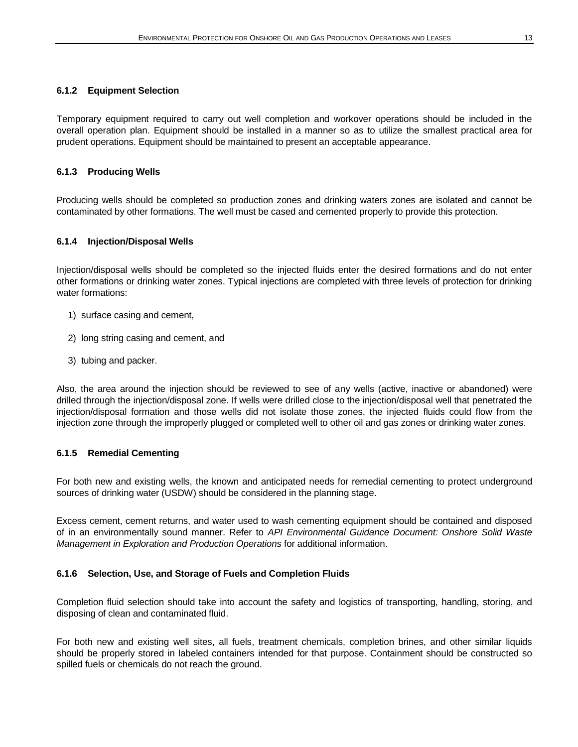### 6.1.2 Equipment Selection

Temporary equipment required to carry out well completion and workover operations should be included in the overall operation plan. Equipment should be installed in a manner so as to utilize the smallest practical area for prudent operations. Equipment should be maintained to present an acceptable appearance.

### 6.1.3 Producing Wells

Producing wells should be completed so production zones and drinking waters zones are isolated and cannot be contaminated by other formations. The well must be cased and cemented properly to provide this protection.

### 6.1.4 Injection/Disposal Wells

Injection/disposal wells should be completed so the injected fluids enter the desired formations and do not enter other formations or drinking water zones. Typical injections are completed with three levels of protection for drinking water formations:

1) surface casing and cement,

2) long string casing and cement, and

3) tubing and packer.

Also, the area around the injection should be reviewed to see of any wells (active, inactive or abandoned) were drilled through the injection/disposal zone. If wells were drilled close to the injection/disposal well that penetrated the injection/disposal formation and those wells did not isolate those zones, the injected fluids could flow from the injection zone through the improperly plugged or completed well to other oil and gas zones or drinking water zones.

### 6.1.5 Remedial Cementing

For both new and existing wells, the known and anticipated needs for remedial cementing to protect underground sources of drinking water (USDW) should be considered in the planning stage.

Excess cement, cement returns, and water used to wash cementing equipment should be contained and disposed of in an environmentally sound manner. Refer to *API Environmental Guidance Document: Onshore Solid Waste Management in Exploration and Production Operations* for additional information.

### 6.1.6 Selection, Use, and Storage of Fuels and Completion Fluids

Completion fluid selection should take into account the safety and logistics of transporting, handling, storing, and disposing of clean and contaminated fluid.

For both new and existing well sites, all fuels, treatment chemicals, completion brines, and other similar liquids should be properly stored in labeled containers intended for that purpose. Containment should be constructed so spilled fuels or chemicals do not reach the ground.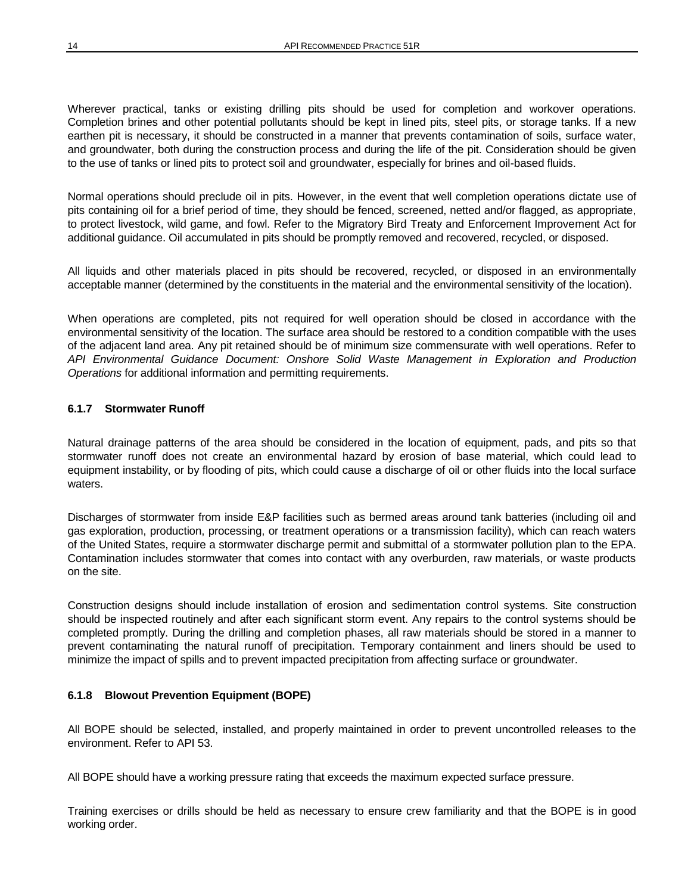Wherever practical, tanks or existing drilling pits should be used for completion and workover operations. Completion brines and other potential pollutants should be kept in lined pits, steel pits, or storage tanks. If a new earthen pit is necessary, it should be constructed in a manner that prevents contamination of soils, surface water, and groundwater, both during the construction process and during the life of the pit. Consideration should be given to the use of tanks or lined pits to protect soil and groundwater, especially for brines and oil-based fluids.

Normal operations should preclude oil in pits. However, in the event that well completion operations dictate use of pits containing oil for a brief period of time, they should be fenced, screened, netted and/or flagged, as appropriate, to protect livestock, wild game, and fowl. Refer to the Migratory Bird Treaty and Enforcement Improvement Act for additional guidance. Oil accumulated in pits should be promptly removed and recovered, recycled, or disposed.

All liquids and other materials placed in pits should be recovered, recycled, or disposed in an environmentally acceptable manner (determined by the constituents in the material and the environmental sensitivity of the location).

When operations are completed, pits not required for well operation should be closed in accordance with the environmental sensitivity of the location. The surface area should be restored to a condition compatible with the uses of the adjacent land area. Any pit retained should be of minimum size commensurate with well operations. Refer to *API Environmental Guidance Document: Onshore Solid Waste Management in Exploration and Production Operations* for additional information and permitting requirements.

### 6.1.7 Stormwater Runoff

Natural drainage patterns of the area should be considered in the location of equipment, pads, and pits so that stormwater runoff does not create an environmental hazard by erosion of base material, which could lead to equipment instability, or by flooding of pits, which could cause a discharge of oil or other fluids into the local surface waters.

Discharges of stormwater from inside E&P facilities such as bermed areas around tank batteries (including oil and gas exploration, production, processing, or treatment operations or a transmission facility), which can reach waters of the United States, require a stormwater discharge permit and submittal of a stormwater pollution plan to the EPA. Contamination includes stormwater that comes into contact with any overburden, raw materials, or waste products on the site.

Construction designs should include installation of erosion and sedimentation control systems. Site construction should be inspected routinely and after each significant storm event. Any repairs to the control systems should be completed promptly. During the drilling and completion phases, all raw materials should be stored in a manner to prevent contaminating the natural runoff of precipitation. Temporary containment and liners should be used to minimize the impact of spills and to prevent impacted precipitation from affecting surface or groundwater.

### 6.1.8 Blowout Prevention Equipment (BOPE)

All BOPE should be selected, installed, and properly maintained in order to prevent uncontrolled releases to the environment. Refer to API 53.

All BOPE should have a working pressure rating that exceeds the maximum expected surface pressure.

Training exercises or drills should be held as necessary to ensure crew familiarity and that the BOPE is in good working order.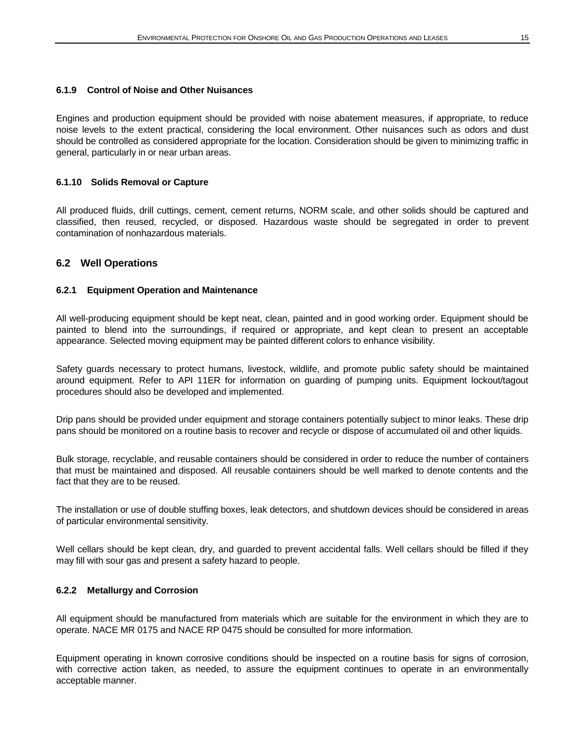### 6.1.9 Control of Noise and Other Nuisances

Engines and production equipment should be provided with noise abatement measures, if appropriate, to reduce noise levels to the extent practical, considering the local environment. Other nuisances such as odors and dust should be controlled as considered appropriate for the location. Consideration should be given to minimizing traffic in general, particularly in or near urban areas.

### 6.1.10 Solids Removal or Capture

All produced fluids, drill cuttings, cement, cement returns, NORM scale, and other solids should be captured and classified, then reused, recycled, or disposed. Hazardous waste should be segregated in order to prevent contamination of nonhazardous materials.

## 6.2 Well Operations

### 6.2.1 Equipment Operation and Maintenance

All well-producing equipment should be kept neat, clean, painted and in good working order. Equipment should be painted to blend into the surroundings, if required or appropriate, and kept clean to present an acceptable appearance. Selected moving equipment may be painted different colors to enhance visibility.

Safety guards necessary to protect humans, livestock, wildlife, and promote public safety should be maintained around equipment. Refer to API 11ER for information on guarding of pumping units. Equipment lockout/tagout procedures should also be developed and implemented.

Drip pans should be provided under equipment and storage containers potentially subject to minor leaks. These drip pans should be monitored on a routine basis to recover and recycle or dispose of accumulated oil and other liquids.

Bulk storage, recyclable, and reusable containers should be considered in order to reduce the number of containers that must be maintained and disposed. All reusable containers should be well marked to denote contents and the fact that they are to be reused.

The installation or use of double stuffing boxes, leak detectors, and shutdown devices should be considered in areas of particular environmental sensitivity.

Well cellars should be kept clean, dry, and guarded to prevent accidental falls. Well cellars should be filled if they may fill with sour gas and present a safety hazard to people.

### 6.2.2 Metallurgy and Corrosion

All equipment should be manufactured from materials which are suitable for the environment in which they are to operate. NACE MR 0175 and NACE RP 0475 should be consulted for more information.

Equipment operating in known corrosive conditions should be inspected on a routine basis for signs of corrosion, with corrective action taken, as needed, to assure the equipment continues to operate in an environmentally acceptable manner.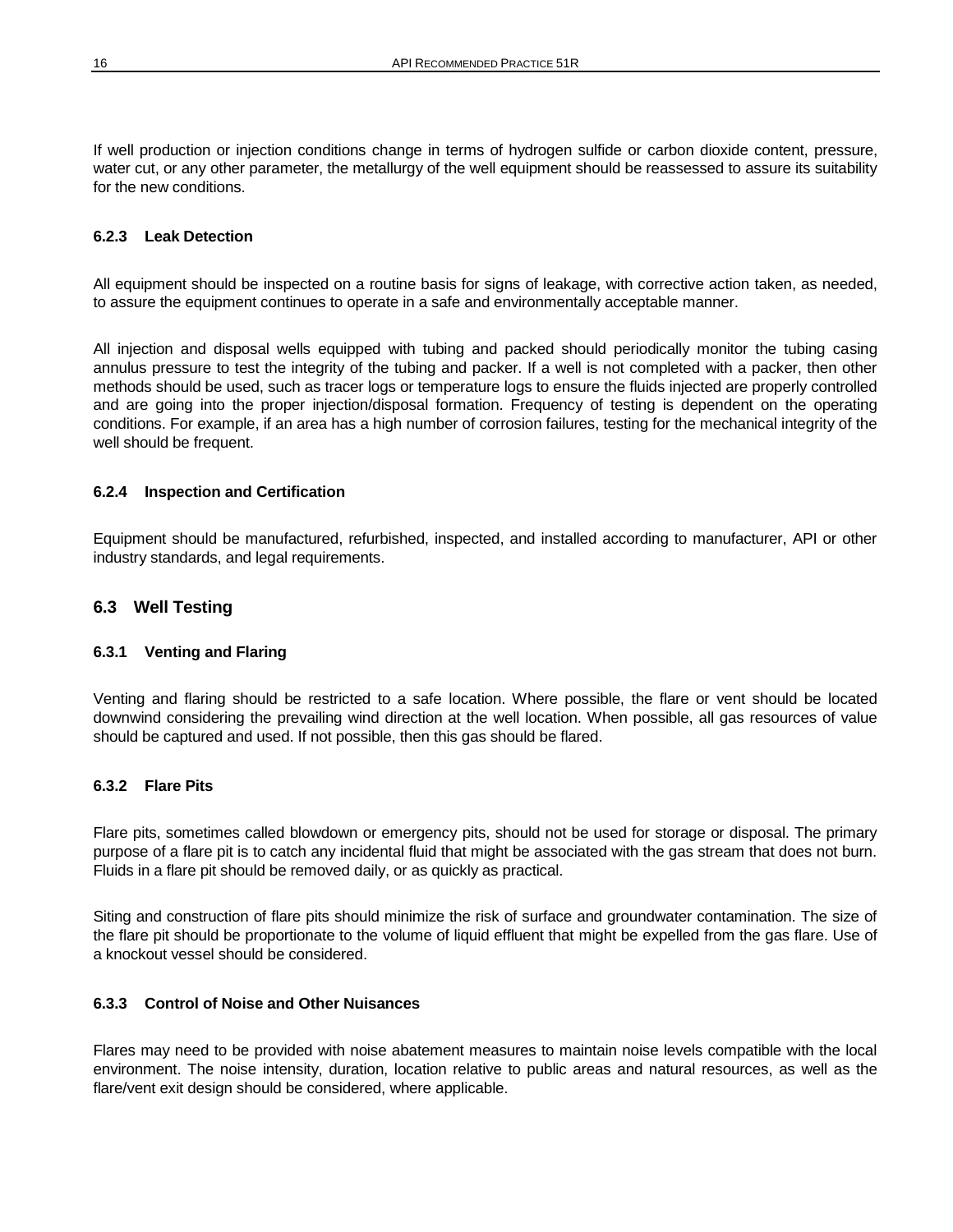If well production or injection conditions change in terms of hydrogen sulfide or carbon dioxide content, pressure, water cut, or any other parameter, the metallurgy of the well equipment should be reassessed to assure its suitability for the new conditions.

#### 6.2.3 Leak Detection

All equipment should be inspected on a routine basis for signs of leakage, with corrective action taken, as needed, to assure the equipment continues to operate in a safe and environmentally acceptable manner.

All injection and disposal wells equipped with tubing and packed should periodically monitor the tubing casing annulus pressure to test the integrity of the tubing and packer. If a well is not completed with a packer, then other methods should be used, such as tracer logs or temperature logs to ensure the fluids injected are properly controlled and are going into the proper injection/disposal formation. Frequency of testing is dependent on the operating conditions. For example, if an area has a high number of corrosion failures, testing for the mechanical integrity of the well should be frequent.

#### 6.2.4 Inspection and Certification

Equipment should be manufactured, refurbished, inspected, and installed according to manufacturer, API or other industry standards, and legal requirements.

### 6.3 Well Testing

#### 6.3.1 Venting and Flaring

Venting and flaring should be restricted to a safe location. Where possible, the flare or vent should be located downwind considering the prevailing wind direction at the well location. When possible, all gas resources of value should be captured and used. If not possible, then this gas should be flared.

#### 6.3.2 Flare Pits

Flare pits, sometimes called blowdown or emergency pits, should not be used for storage or disposal. The primary purpose of a flare pit is to catch any incidental fluid that might be associated with the gas stream that does not burn. Fluids in a flare pit should be removed daily, or as quickly as practical.

Siting and construction of flare pits should minimize the risk of surface and groundwater contamination. The size of the flare pit should be proportionate to the volume of liquid effluent that might be expelled from the gas flare. Use of a knockout vessel should be considered.

#### 6.3.3 Control of Noise and Other Nuisances

Flares may need to be provided with noise abatement measures to maintain noise levels compatible with the local environment. The noise intensity, duration, location relative to public areas and natural resources, as well as the flare/vent exit design should be considered, where applicable.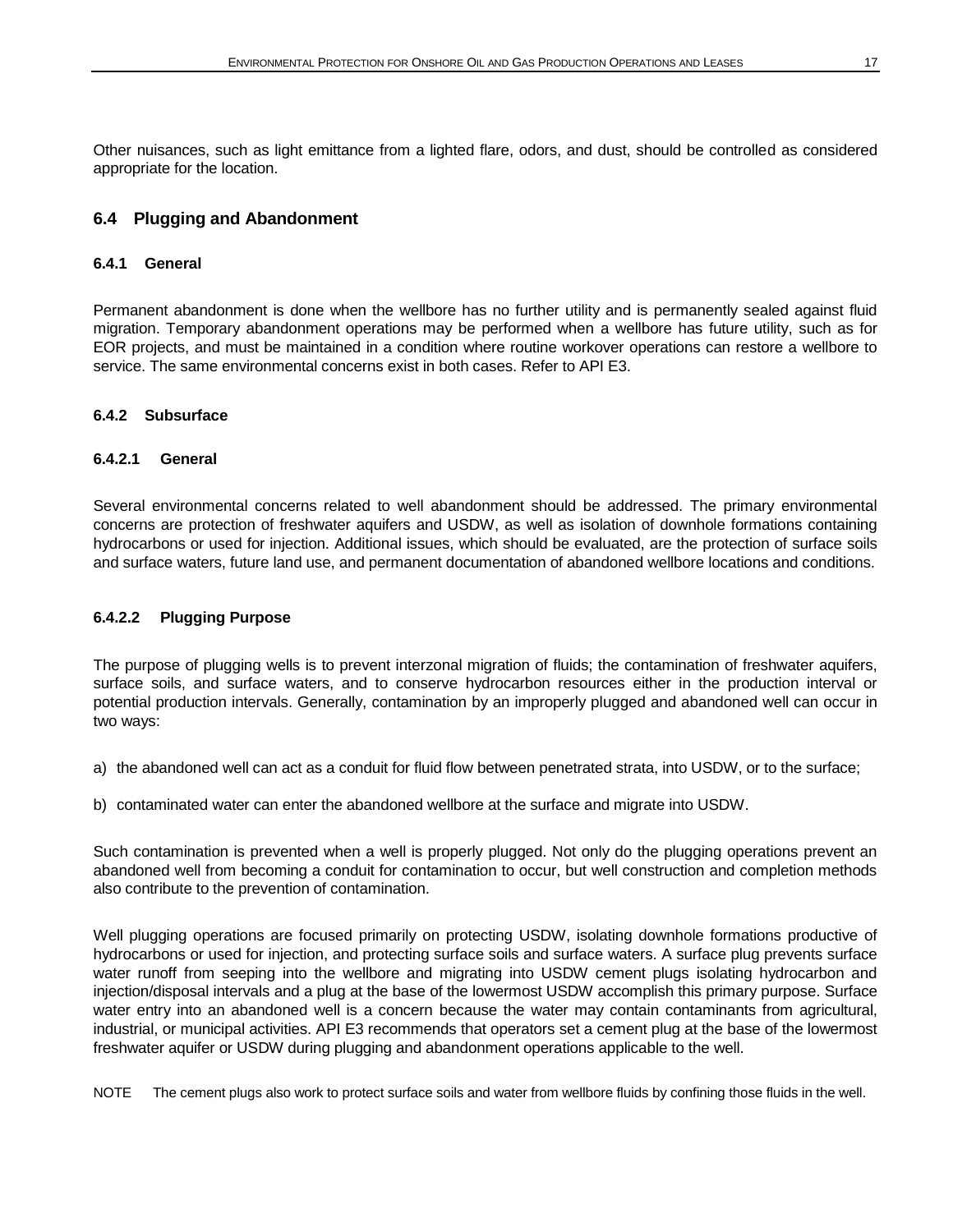Other nuisances, such as light emittance from a lighted flare, odors, and dust, should be controlled as considered appropriate for the location.

## 6.4 Plugging and Abandonment

### 6.4.1 General

Permanent abandonment is done when the wellbore has no further utility and is permanently sealed against fluid migration. Temporary abandonment operations may be performed when a wellbore has future utility, such as for EOR projects, and must be maintained in a condition where routine workover operations can restore a wellbore to service. The same environmental concerns exist in both cases. Refer to API E3.

### 6.4.2 Subsurface

#### 6.4.2.1 General

Several environmental concerns related to well abandonment should be addressed. The primary environmental concerns are protection of freshwater aquifers and USDW, as well as isolation of downhole formations containing hydrocarbons or used for injection. Additional issues, which should be evaluated, are the protection of surface soils and surface waters, future land use, and permanent documentation of abandoned wellbore locations and conditions.

#### 6.4.2.2 Plugging Purpose

The purpose of plugging wells is to prevent interzonal migration of fluids; the contamination of freshwater aquifers, surface soils, and surface waters, and to conserve hydrocarbon resources either in the production interval or potential production intervals. Generally, contamination by an improperly plugged and abandoned well can occur in two ways:

a) the abandoned well can act as a conduit for fluid flow between penetrated strata, into USDW, or to the surface;

b) contaminated water can enter the abandoned wellbore at the surface and migrate into USDW.

Such contamination is prevented when a well is properly plugged. Not only do the plugging operations prevent an abandoned well from becoming a conduit for contamination to occur, but well construction and completion methods also contribute to the prevention of contamination.

Well plugging operations are focused primarily on protecting USDW, isolating downhole formations productive of hydrocarbons or used for injection, and protecting surface soils and surface waters. A surface plug prevents surface water runoff from seeping into the wellbore and migrating into USDW cement plugs isolating hydrocarbon and injection/disposal intervals and a plug at the base of the lowermost USDW accomplish this primary purpose. Surface water entry into an abandoned well is a concern because the water may contain contaminants from agricultural, industrial, or municipal activities. API E3 recommends that operators set a cement plug at the base of the lowermost freshwater aquifer or USDW during plugging and abandonment operations applicable to the well.

NOTE The cement plugs also work to protect surface soils and water from wellbore fluids by confining those fluids in the well.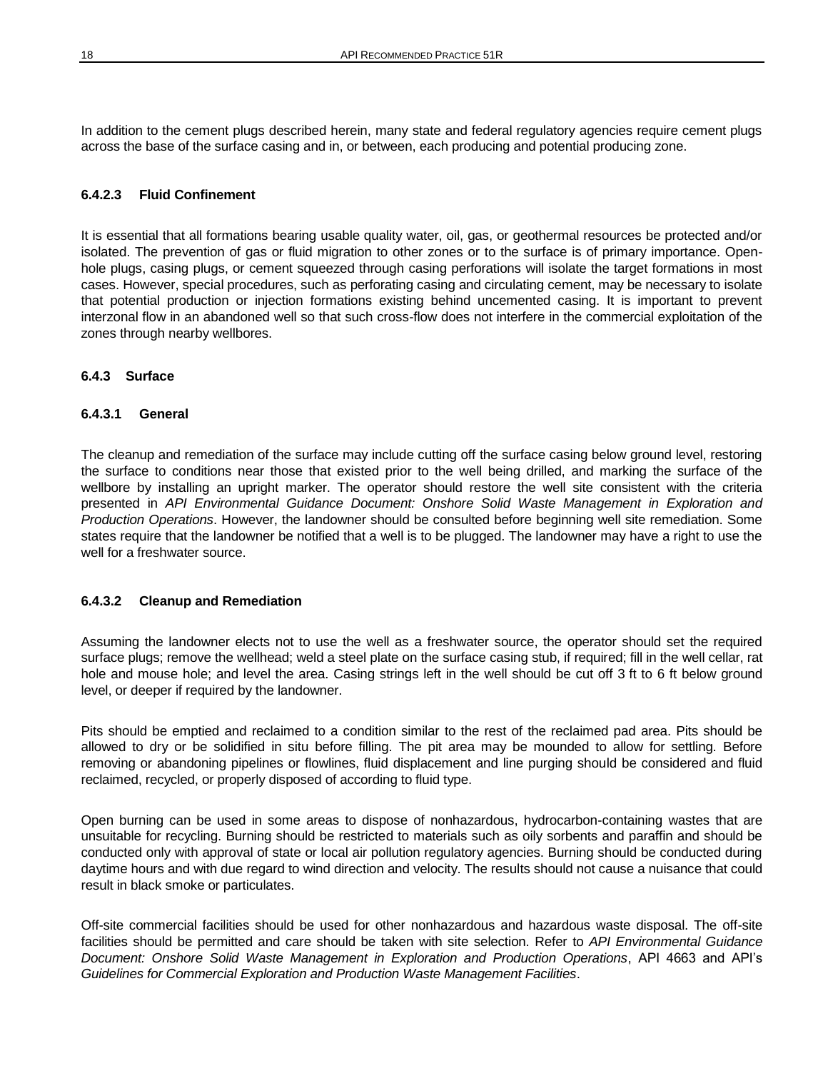In addition to the cement plugs described herein, many state and federal regulatory agencies require cement plugs across the base of the surface casing and in, or between, each producing and potential producing zone.

#### 6.4.2.3 Fluid Confinement

It is essential that all formations bearing usable quality water, oil, gas, or geothermal resources be protected and/or isolated. The prevention of gas or fluid migration to other zones or to the surface is of primary importance. Open-hole plugs, casing plugs, or cement squeezed through casing perforations will isolate the target formations in most cases. However, special procedures, such as perforating casing and circulating cement, may be necessary to isolate that potential production or injection formations existing behind uncemented casing. It is important to prevent interzonal flow in an abandoned well so that such cross-flow does not interfere in the commercial exploitation of the zones through nearby wellbores.

### 6.4.3 Surface

#### 6.4.3.1 General

The cleanup and remediation of the surface may include cutting off the surface casing below ground level, restoring the surface to conditions near those that existed prior to the well being drilled, and marking the surface of the wellbore by installing an upright marker. The operator should restore the well site consistent with the criteria presented in *API Environmental Guidance Document: Onshore Solid Waste Management in Exploration and Production Operations*. However, the landowner should be consulted before beginning well site remediation. Some states require that the landowner be notified that a well is to be plugged. The landowner may have a right to use the well for a freshwater source.

#### 6.4.3.2 Cleanup and Remediation

Assuming the landowner elects not to use the well as a freshwater source, the operator should set the required surface plugs; remove the wellhead; weld a steel plate on the surface casing stub, if required; fill in the well cellar, rat hole and mouse hole; and level the area. Casing strings left in the well should be cut off 3 ft to 6 ft below ground level, or deeper if required by the landowner.

Pits should be emptied and reclaimed to a condition similar to the rest of the reclaimed pad area. Pits should be allowed to dry or be solidified in situ before filling. The pit area may be mounded to allow for settling. Before removing or abandoning pipelines or flowlines, fluid displacement and line purging should be considered and fluid reclaimed, recycled, or properly disposed of according to fluid type.

Open burning can be used in some areas to dispose of nonhazardous, hydrocarbon-containing wastes that are unsuitable for recycling. Burning should be restricted to materials such as oily sorbents and paraffin and should be conducted only with approval of state or local air pollution regulatory agencies. Burning should be conducted during daytime hours and with due regard to wind direction and velocity. The results should not cause a nuisance that could result in black smoke or particulates.

Off-site commercial facilities should be used for other nonhazardous and hazardous waste disposal. The off-site facilities should be permitted and care should be taken with site selection. Refer to *API Environmental Guidance Document: Onshore Solid Waste Management in Exploration and Production Operations*, API 4663 and API's *Guidelines for Commercial Exploration and Production Waste Management Facilities*.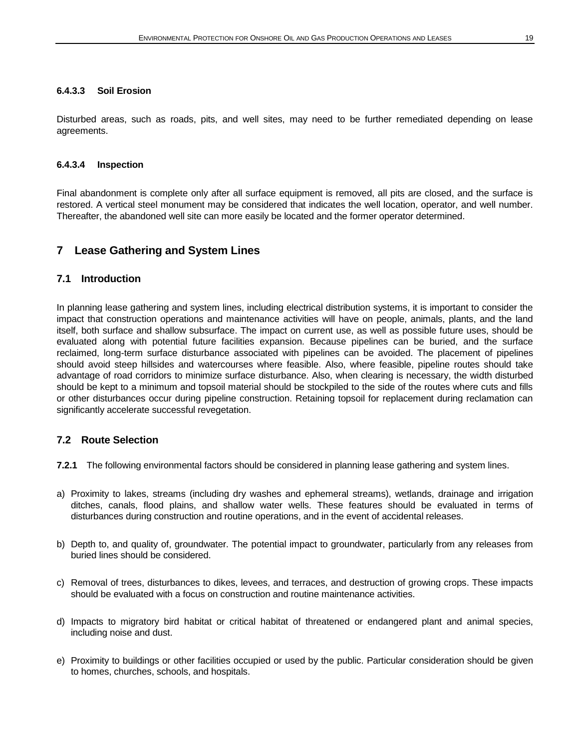#### 6.4.3.3 Soil Erosion

Disturbed areas, such as roads, pits, and well sites, may need to be further remediated depending on lease agreements.

#### 6.4.3.4 Inspection

Final abandonment is complete only after all surface equipment is removed, all pits are closed, and the surface is restored. A vertical steel monument may be considered that indicates the well location, operator, and well number. Thereafter, the abandoned well site can more easily be located and the former operator determined.

# 7 Lease Gathering and System Lines

## 7.1 Introduction

In planning lease gathering and system lines, including electrical distribution systems, it is important to consider the impact that construction operations and maintenance activities will have on people, animals, plants, and the land itself, both surface and shallow subsurface. The impact on current use, as well as possible future uses, should be evaluated along with potential future facilities expansion. Because pipelines can be buried, and the surface reclaimed, long-term surface disturbance associated with pipelines can be avoided. The placement of pipelines should avoid steep hillsides and watercourses where feasible. Also, where feasible, pipeline routes should take advantage of road corridors to minimize surface disturbance. Also, when clearing is necessary, the width disturbed should be kept to a minimum and topsoil material should be stockpiled to the side of the routes where cuts and fills or other disturbances occur during pipeline construction. Retaining topsoil for replacement during reclamation can significantly accelerate successful revegetation.

## 7.2 Route Selection

**7.2.1** The following environmental factors should be considered in planning lease gathering and system lines.

a) Proximity to lakes, streams (including dry washes and ephemeral streams), wetlands, drainage and irrigation ditches, canals, flood plains, and shallow water wells. These features should be evaluated in terms of disturbances during construction and routine operations, and in the event of accidental releases.

b) Depth to, and quality of, groundwater. The potential impact to groundwater, particularly from any releases from buried lines should be considered.

c) Removal of trees, disturbances to dikes, levees, and terraces, and destruction of growing crops. These impacts should be evaluated with a focus on construction and routine maintenance activities.

d) Impacts to migratory bird habitat or critical habitat of threatened or endangered plant and animal species, including noise and dust.

e) Proximity to buildings or other facilities occupied or used by the public. Particular consideration should be given to homes, churches, schools, and hospitals.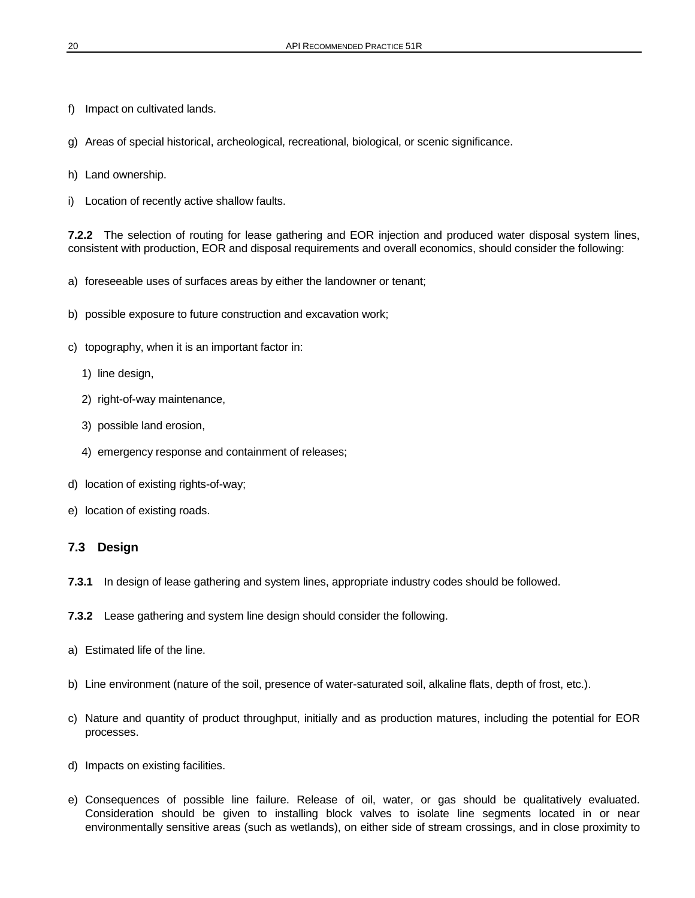f) Impact on cultivated lands.

g) Areas of special historical, archeological, recreational, biological, or scenic significance.

h) Land ownership.

i) Location of recently active shallow faults.

**7.2.2** The selection of routing for lease gathering and EOR injection and produced water disposal system lines, consistent with production, EOR and disposal requirements and overall economics, should consider the following:

a) foreseeable uses of surfaces areas by either the landowner or tenant;

b) possible exposure to future construction and excavation work;

c) topography, when it is an important factor in:

   1) line design,

   2) right-of-way maintenance,

   3) possible land erosion,

   4) emergency response and containment of releases;

d) location of existing rights-of-way;

e) location of existing roads.

## 7.3 Design

**7.3.1** In design of lease gathering and system lines, appropriate industry codes should be followed.

**7.3.2** Lease gathering and system line design should consider the following.

a) Estimated life of the line.

b) Line environment (nature of the soil, presence of water-saturated soil, alkaline flats, depth of frost, etc.).

c) Nature and quantity of product throughput, initially and as production matures, including the potential for EOR processes.

d) Impacts on existing facilities.

e) Consequences of possible line failure. Release of oil, water, or gas should be qualitatively evaluated. Consideration should be given to installing block valves to isolate line segments located in or near environmentally sensitive areas (such as wetlands), on either side of stream crossings, and in close proximity to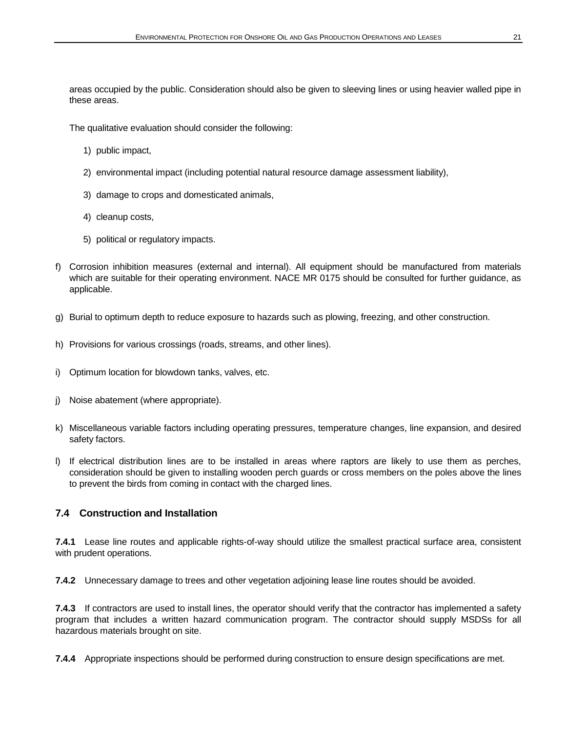areas occupied by the public. Consideration should also be given to sleeving lines or using heavier walled pipe in these areas.

The qualitative evaluation should consider the following:

1) public impact,

2) environmental impact (including potential natural resource damage assessment liability),

3) damage to crops and domesticated animals,

4) cleanup costs,

5) political or regulatory impacts.

f) Corrosion inhibition measures (external and internal). All equipment should be manufactured from materials which are suitable for their operating environment. NACE MR 0175 should be consulted for further guidance, as applicable.

g) Burial to optimum depth to reduce exposure to hazards such as plowing, freezing, and other construction.

h) Provisions for various crossings (roads, streams, and other lines).

i) Optimum location for blowdown tanks, valves, etc.

j) Noise abatement (where appropriate).

k) Miscellaneous variable factors including operating pressures, temperature changes, line expansion, and desired safety factors.

l) If electrical distribution lines are to be installed in areas where raptors are likely to use them as perches, consideration should be given to installing wooden perch guards or cross members on the poles above the lines to prevent the birds from coming in contact with the charged lines.

## 7.4 Construction and Installation

**7.4.1** Lease line routes and applicable rights-of-way should utilize the smallest practical surface area, consistent with prudent operations.

**7.4.2** Unnecessary damage to trees and other vegetation adjoining lease line routes should be avoided.

**7.4.3** If contractors are used to install lines, the operator should verify that the contractor has implemented a safety program that includes a written hazard communication program. The contractor should supply MSDSs for all hazardous materials brought on site.

**7.4.4** Appropriate inspections should be performed during construction to ensure design specifications are met.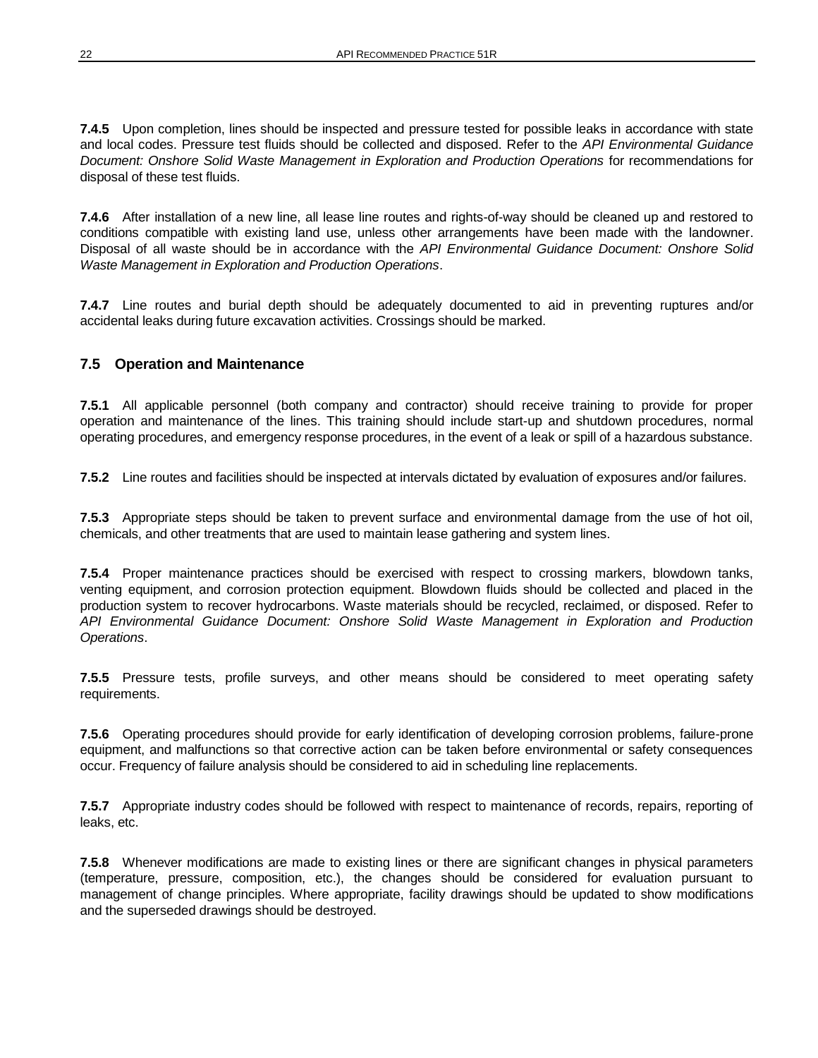**7.4.5** Upon completion, lines should be inspected and pressure tested for possible leaks in accordance with state and local codes. Pressure test fluids should be collected and disposed. Refer to the *API Environmental Guidance Document: Onshore Solid Waste Management in Exploration and Production Operations* for recommendations for disposal of these test fluids.

**7.4.6** After installation of a new line, all lease line routes and rights-of-way should be cleaned up and restored to conditions compatible with existing land use, unless other arrangements have been made with the landowner. Disposal of all waste should be in accordance with the *API Environmental Guidance Document: Onshore Solid Waste Management in Exploration and Production Operations*.

**7.4.7** Line routes and burial depth should be adequately documented to aid in preventing ruptures and/or accidental leaks during future excavation activities. Crossings should be marked.

### 7.5 Operation and Maintenance

**7.5.1** All applicable personnel (both company and contractor) should receive training to provide for proper operation and maintenance of the lines. This training should include start-up and shutdown procedures, normal operating procedures, and emergency response procedures, in the event of a leak or spill of a hazardous substance.

**7.5.2** Line routes and facilities should be inspected at intervals dictated by evaluation of exposures and/or failures.

**7.5.3** Appropriate steps should be taken to prevent surface and environmental damage from the use of hot oil, chemicals, and other treatments that are used to maintain lease gathering and system lines.

**7.5.4** Proper maintenance practices should be exercised with respect to crossing markers, blowdown tanks, venting equipment, and corrosion protection equipment. Blowdown fluids should be collected and placed in the production system to recover hydrocarbons. Waste materials should be recycled, reclaimed, or disposed. Refer to *API Environmental Guidance Document: Onshore Solid Waste Management in Exploration and Production Operations*.

**7.5.5** Pressure tests, profile surveys, and other means should be considered to meet operating safety requirements.

**7.5.6** Operating procedures should provide for early identification of developing corrosion problems, failure-prone equipment, and malfunctions so that corrective action can be taken before environmental or safety consequences occur. Frequency of failure analysis should be considered to aid in scheduling line replacements.

**7.5.7** Appropriate industry codes should be followed with respect to maintenance of records, repairs, reporting of leaks, etc.

**7.5.8** Whenever modifications are made to existing lines or there are significant changes in physical parameters (temperature, pressure, composition, etc.), the changes should be considered for evaluation pursuant to management of change principles. Where appropriate, facility drawings should be updated to show modifications and the superseded drawings should be destroyed.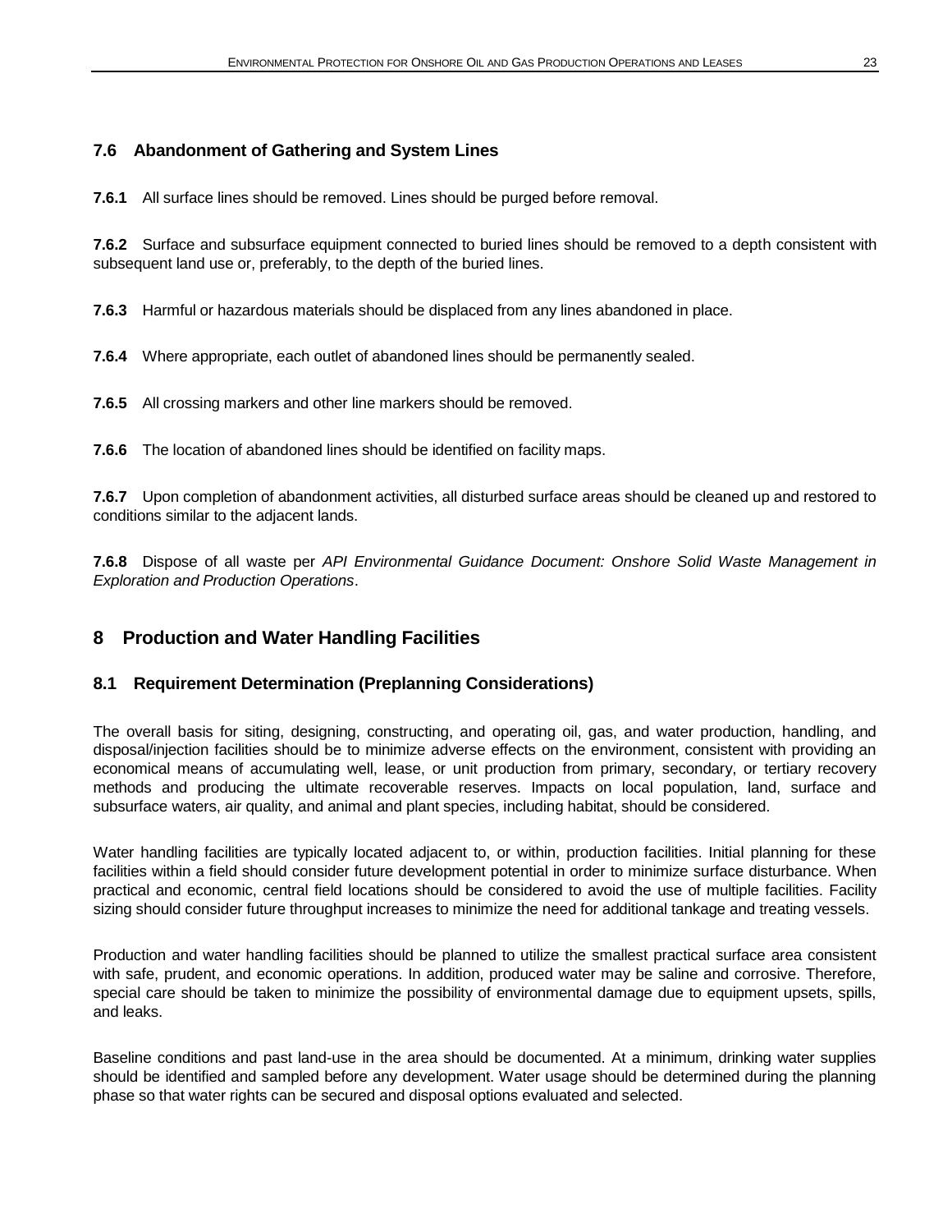### 7.6 Abandonment of Gathering and System Lines

**7.6.1** All surface lines should be removed. Lines should be purged before removal.

**7.6.2** Surface and subsurface equipment connected to buried lines should be removed to a depth consistent with subsequent land use or, preferably, to the depth of the buried lines.

**7.6.3** Harmful or hazardous materials should be displaced from any lines abandoned in place.

**7.6.4** Where appropriate, each outlet of abandoned lines should be permanently sealed.

**7.6.5** All crossing markers and other line markers should be removed.

**7.6.6** The location of abandoned lines should be identified on facility maps.

**7.6.7** Upon completion of abandonment activities, all disturbed surface areas should be cleaned up and restored to conditions similar to the adjacent lands.

**7.6.8** Dispose of all waste per *API Environmental Guidance Document: Onshore Solid Waste Management in Exploration and Production Operations*.

## 8 Production and Water Handling Facilities

### 8.1 Requirement Determination (Preplanning Considerations)

The overall basis for siting, designing, constructing, and operating oil, gas, and water production, handling, and disposal/injection facilities should be to minimize adverse effects on the environment, consistent with providing an economical means of accumulating well, lease, or unit production from primary, secondary, or tertiary recovery methods and producing the ultimate recoverable reserves. Impacts on local population, land, surface and subsurface waters, air quality, and animal and plant species, including habitat, should be considered.

Water handling facilities are typically located adjacent to, or within, production facilities. Initial planning for these facilities within a field should consider future development potential in order to minimize surface disturbance. When practical and economic, central field locations should be considered to avoid the use of multiple facilities. Facility sizing should consider future throughput increases to minimize the need for additional tankage and treating vessels.

Production and water handling facilities should be planned to utilize the smallest practical surface area consistent with safe, prudent, and economic operations. In addition, produced water may be saline and corrosive. Therefore, special care should be taken to minimize the possibility of environmental damage due to equipment upsets, spills, and leaks.

Baseline conditions and past land-use in the area should be documented. At a minimum, drinking water supplies should be identified and sampled before any development. Water usage should be determined during the planning phase so that water rights can be secured and disposal options evaluated and selected.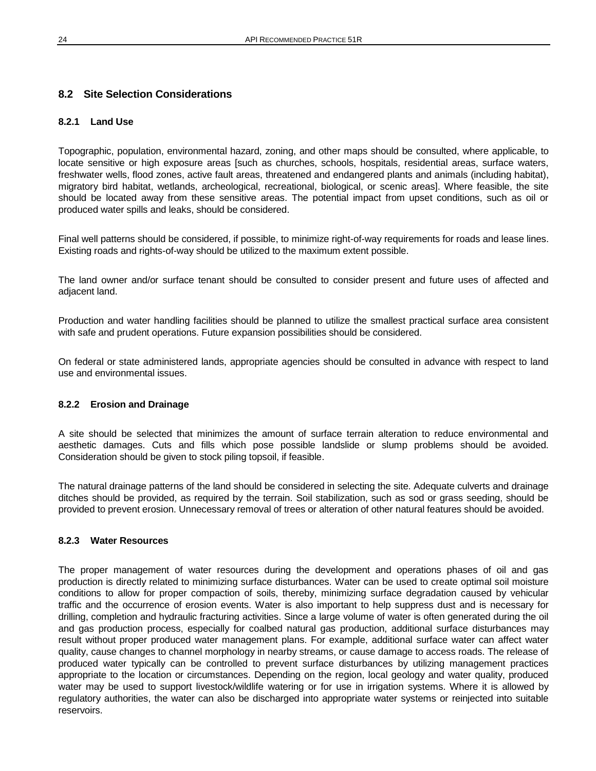## 8.2 Site Selection Considerations

### 8.2.1 Land Use

Topographic, population, environmental hazard, zoning, and other maps should be consulted, where applicable, to locate sensitive or high exposure areas [such as churches, schools, hospitals, residential areas, surface waters, freshwater wells, flood zones, active fault areas, threatened and endangered plants and animals (including habitat), migratory bird habitat, wetlands, archeological, recreational, biological, or scenic areas]. Where feasible, the site should be located away from these sensitive areas. The potential impact from upset conditions, such as oil or produced water spills and leaks, should be considered.

Final well patterns should be considered, if possible, to minimize right-of-way requirements for roads and lease lines. Existing roads and rights-of-way should be utilized to the maximum extent possible.

The land owner and/or surface tenant should be consulted to consider present and future uses of affected and adjacent land.

Production and water handling facilities should be planned to utilize the smallest practical surface area consistent with safe and prudent operations. Future expansion possibilities should be considered.

On federal or state administered lands, appropriate agencies should be consulted in advance with respect to land use and environmental issues.

### 8.2.2 Erosion and Drainage

A site should be selected that minimizes the amount of surface terrain alteration to reduce environmental and aesthetic damages. Cuts and fills which pose possible landslide or slump problems should be avoided. Consideration should be given to stock piling topsoil, if feasible.

The natural drainage patterns of the land should be considered in selecting the site. Adequate culverts and drainage ditches should be provided, as required by the terrain. Soil stabilization, such as sod or grass seeding, should be provided to prevent erosion. Unnecessary removal of trees or alteration of other natural features should be avoided.

### 8.2.3 Water Resources

The proper management of water resources during the development and operations phases of oil and gas production is directly related to minimizing surface disturbances. Water can be used to create optimal soil moisture conditions to allow for proper compaction of soils, thereby, minimizing surface degradation caused by vehicular traffic and the occurrence of erosion events. Water is also important to help suppress dust and is necessary for drilling, completion and hydraulic fracturing activities. Since a large volume of water is often generated during the oil and gas production process, especially for coalbed natural gas production, additional surface disturbances may result without proper produced water management plans. For example, additional surface water can affect water quality, cause changes to channel morphology in nearby streams, or cause damage to access roads. The release of produced water typically can be controlled to prevent surface disturbances by utilizing management practices appropriate to the location or circumstances. Depending on the region, local geology and water quality, produced water may be used to support livestock/wildlife watering or for use in irrigation systems. Where it is allowed by regulatory authorities, the water can also be discharged into appropriate water systems or reinjected into suitable reservoirs.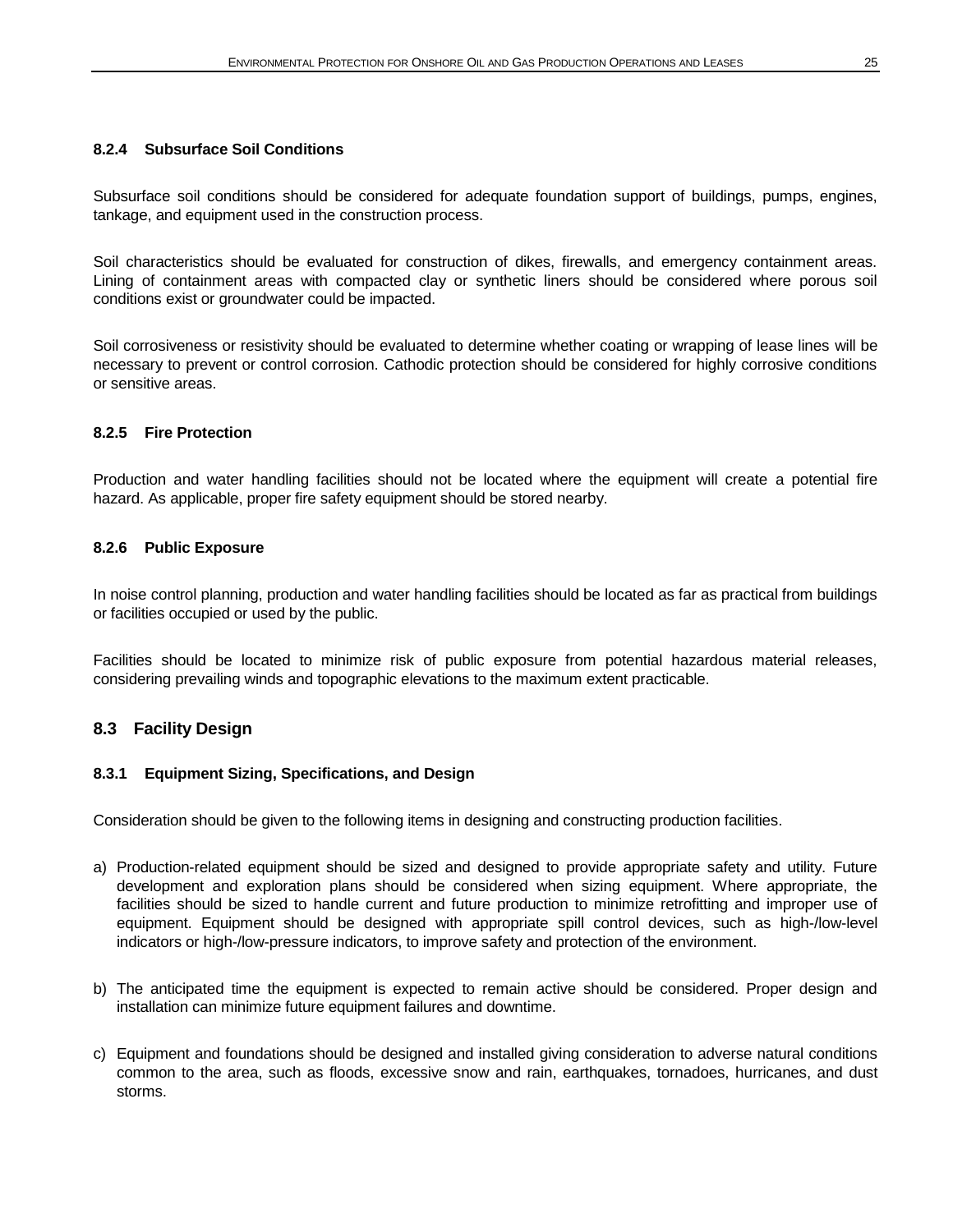#### 8.2.4 Subsurface Soil Conditions

Subsurface soil conditions should be considered for adequate foundation support of buildings, pumps, engines, tankage, and equipment used in the construction process.

Soil characteristics should be evaluated for construction of dikes, firewalls, and emergency containment areas. Lining of containment areas with compacted clay or synthetic liners should be considered where porous soil conditions exist or groundwater could be impacted.

Soil corrosiveness or resistivity should be evaluated to determine whether coating or wrapping of lease lines will be necessary to prevent or control corrosion. Cathodic protection should be considered for highly corrosive conditions or sensitive areas.

#### 8.2.5 Fire Protection

Production and water handling facilities should not be located where the equipment will create a potential fire hazard. As applicable, proper fire safety equipment should be stored nearby.

#### 8.2.6 Public Exposure

In noise control planning, production and water handling facilities should be located as far as practical from buildings or facilities occupied or used by the public.

Facilities should be located to minimize risk of public exposure from potential hazardous material releases, considering prevailing winds and topographic elevations to the maximum extent practicable.

### 8.3 Facility Design

#### 8.3.1 Equipment Sizing, Specifications, and Design

Consideration should be given to the following items in designing and constructing production facilities.

a) Production-related equipment should be sized and designed to provide appropriate safety and utility. Future development and exploration plans should be considered when sizing equipment. Where appropriate, the facilities should be sized to handle current and future production to minimize retrofitting and improper use of equipment. Equipment should be designed with appropriate spill control devices, such as high-/low-level indicators or high-/low-pressure indicators, to improve safety and protection of the environment.

b) The anticipated time the equipment is expected to remain active should be considered. Proper design and installation can minimize future equipment failures and downtime.

c) Equipment and foundations should be designed and installed giving consideration to adverse natural conditions common to the area, such as floods, excessive snow and rain, earthquakes, tornadoes, hurricanes, and dust storms.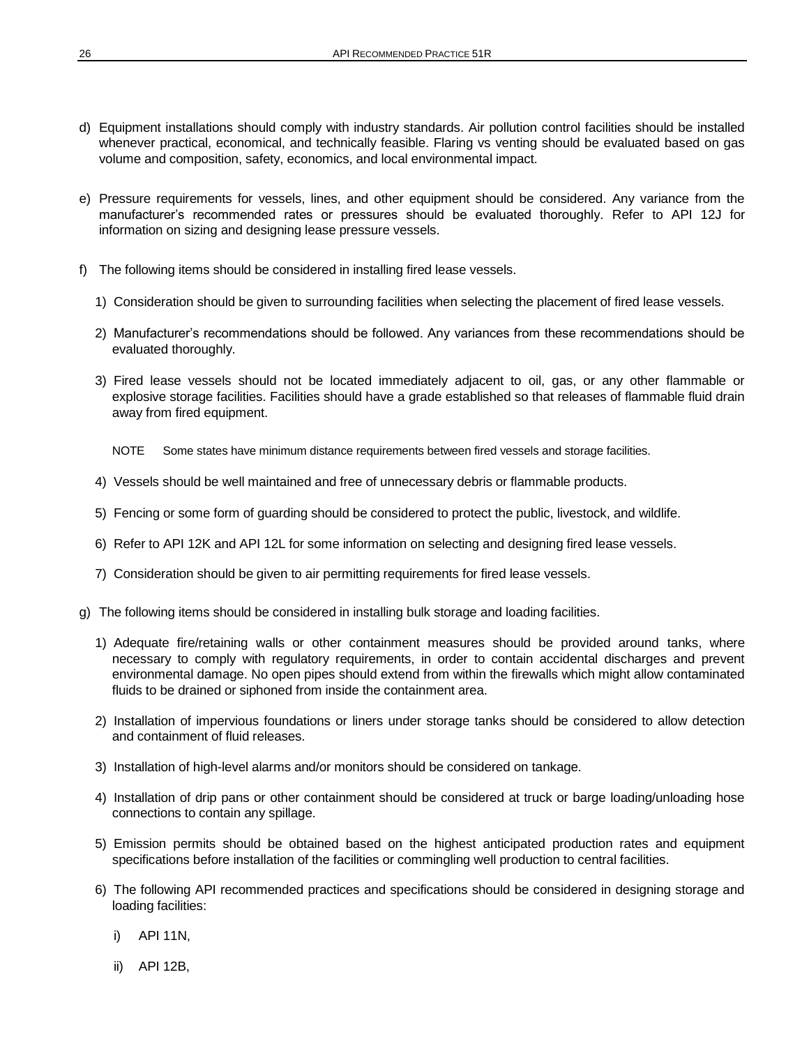d) Equipment installations should comply with industry standards. Air pollution control facilities should be installed whenever practical, economical, and technically feasible. Flaring vs venting should be evaluated based on gas volume and composition, safety, economics, and local environmental impact.

e) Pressure requirements for vessels, lines, and other equipment should be considered. Any variance from the manufacturer's recommended rates or pressures should be evaluated thoroughly. Refer to API 12J for information on sizing and designing lease pressure vessels.

f) The following items should be considered in installing fired lease vessels.

   1) Consideration should be given to surrounding facilities when selecting the placement of fired lease vessels.

   2) Manufacturer's recommendations should be followed. Any variances from these recommendations should be evaluated thoroughly.

   3) Fired lease vessels should not be located immediately adjacent to oil, gas, or any other flammable or explosive storage facilities. Facilities should have a grade established so that releases of flammable fluid drain away from fired equipment.

      NOTE Some states have minimum distance requirements between fired vessels and storage facilities.

   4) Vessels should be well maintained and free of unnecessary debris or flammable products.

   5) Fencing or some form of guarding should be considered to protect the public, livestock, and wildlife.

   6) Refer to API 12K and API 12L for some information on selecting and designing fired lease vessels.

   7) Consideration should be given to air permitting requirements for fired lease vessels.

g) The following items should be considered in installing bulk storage and loading facilities.

   1) Adequate fire/retaining walls or other containment measures should be provided around tanks, where necessary to comply with regulatory requirements, in order to contain accidental discharges and prevent environmental damage. No open pipes should extend from within the firewalls which might allow contaminated fluids to be drained or siphoned from inside the containment area.

   2) Installation of impervious foundations or liners under storage tanks should be considered to allow detection and containment of fluid releases.

   3) Installation of high-level alarms and/or monitors should be considered on tankage.

   4) Installation of drip pans or other containment should be considered at truck or barge loading/unloading hose connections to contain any spillage.

   5) Emission permits should be obtained based on the highest anticipated production rates and equipment specifications before installation of the facilities or commingling well production to central facilities.

   6) The following API recommended practices and specifications should be considered in designing storage and loading facilities:

      i) API 11N,

      ii) API 12B,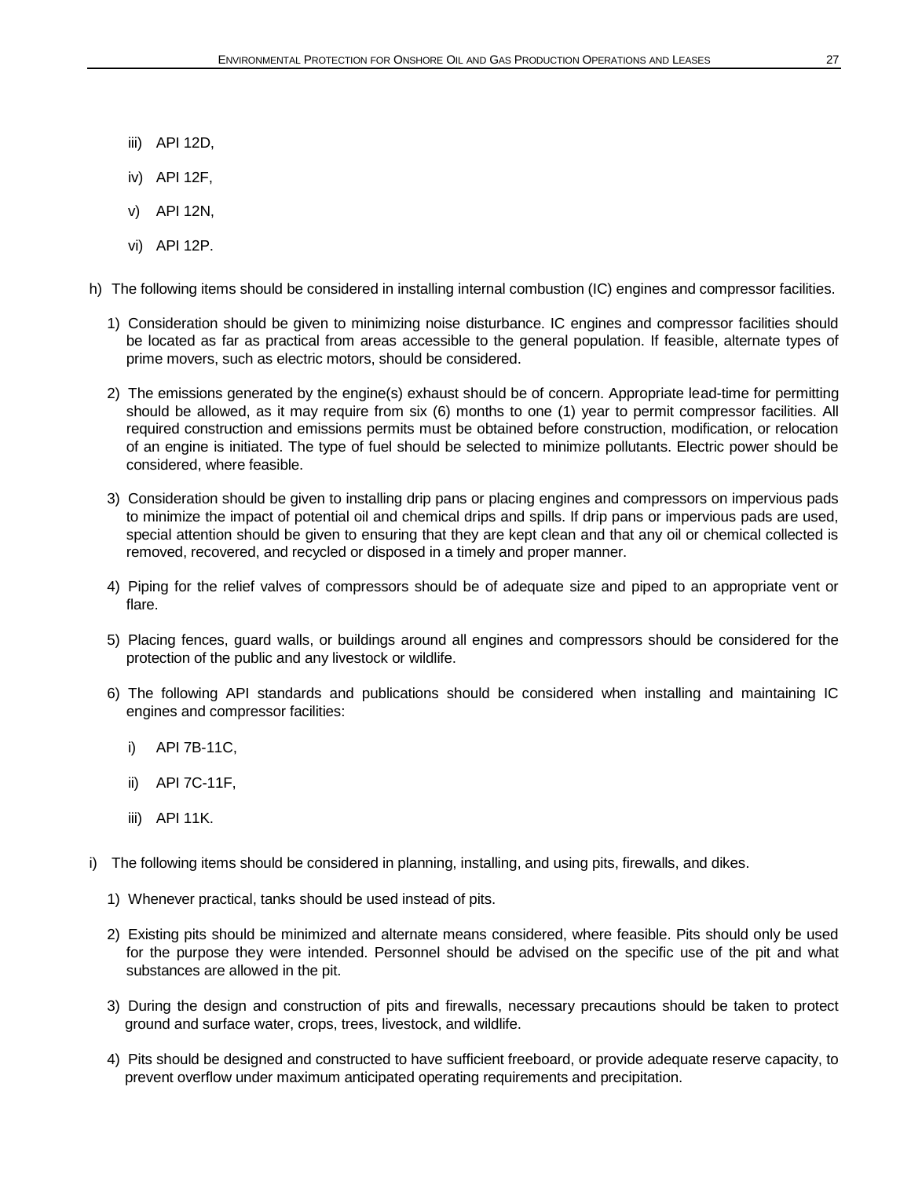iii) API 12D,

iv) API 12F,

v) API 12N,

vi) API 12P.

h) The following items should be considered in installing internal combustion (IC) engines and compressor facilities.

1) Consideration should be given to minimizing noise disturbance. IC engines and compressor facilities should be located as far as practical from areas accessible to the general population. If feasible, alternate types of prime movers, such as electric motors, should be considered.

2) The emissions generated by the engine(s) exhaust should be of concern. Appropriate lead-time for permitting should be allowed, as it may require from six (6) months to one (1) year to permit compressor facilities. All required construction and emissions permits must be obtained before construction, modification, or relocation of an engine is initiated. The type of fuel should be selected to minimize pollutants. Electric power should be considered, where feasible.

3) Consideration should be given to installing drip pans or placing engines and compressors on impervious pads to minimize the impact of potential oil and chemical drips and spills. If drip pans or impervious pads are used, special attention should be given to ensuring that they are kept clean and that any oil or chemical collected is removed, recovered, and recycled or disposed in a timely and proper manner.

4) Piping for the relief valves of compressors should be of adequate size and piped to an appropriate vent or flare.

5) Placing fences, guard walls, or buildings around all engines and compressors should be considered for the protection of the public and any livestock or wildlife.

6) The following API standards and publications should be considered when installing and maintaining IC engines and compressor facilities:

i) API 7B-11C,

ii) API 7C-11F,

iii) API 11K.

i) The following items should be considered in planning, installing, and using pits, firewalls, and dikes.

1) Whenever practical, tanks should be used instead of pits.

2) Existing pits should be minimized and alternate means considered, where feasible. Pits should only be used for the purpose they were intended. Personnel should be advised on the specific use of the pit and what substances are allowed in the pit.

3) During the design and construction of pits and firewalls, necessary precautions should be taken to protect ground and surface water, crops, trees, livestock, and wildlife.

4) Pits should be designed and constructed to have sufficient freeboard, or provide adequate reserve capacity, to prevent overflow under maximum anticipated operating requirements and precipitation.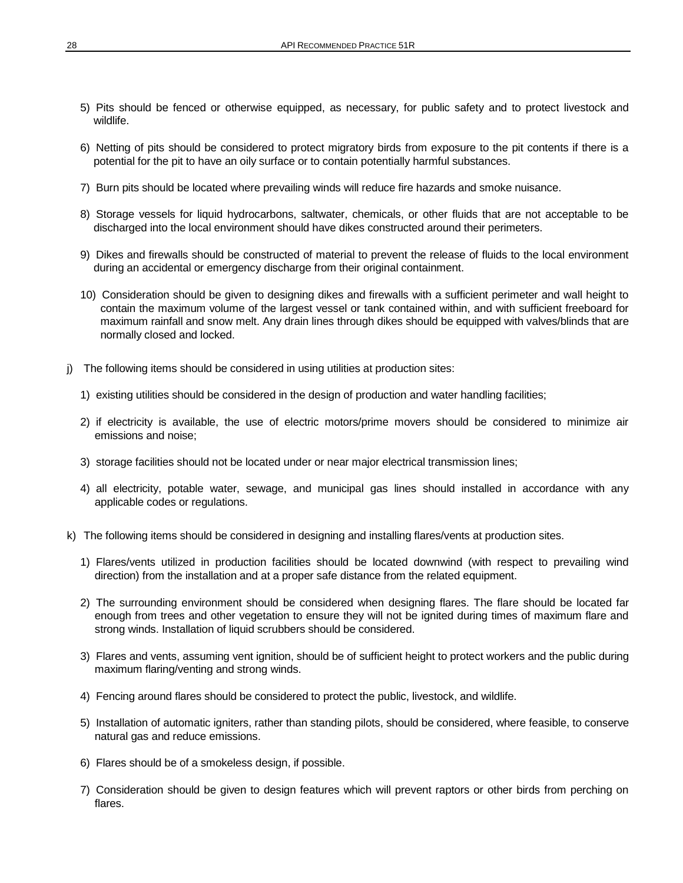5) Pits should be fenced or otherwise equipped, as necessary, for public safety and to protect livestock and wildlife.

6) Netting of pits should be considered to protect migratory birds from exposure to the pit contents if there is a potential for the pit to have an oily surface or to contain potentially harmful substances.

7) Burn pits should be located where prevailing winds will reduce fire hazards and smoke nuisance.

8) Storage vessels for liquid hydrocarbons, saltwater, chemicals, or other fluids that are not acceptable to be discharged into the local environment should have dikes constructed around their perimeters.

9) Dikes and firewalls should be constructed of material to prevent the release of fluids to the local environment during an accidental or emergency discharge from their original containment.

10) Consideration should be given to designing dikes and firewalls with a sufficient perimeter and wall height to contain the maximum volume of the largest vessel or tank contained within, and with sufficient freeboard for maximum rainfall and snow melt. Any drain lines through dikes should be equipped with valves/blinds that are normally closed and locked.

j) The following items should be considered in using utilities at production sites:

1) existing utilities should be considered in the design of production and water handling facilities;

2) if electricity is available, the use of electric motors/prime movers should be considered to minimize air emissions and noise;

3) storage facilities should not be located under or near major electrical transmission lines;

4) all electricity, potable water, sewage, and municipal gas lines should installed in accordance with any applicable codes or regulations.

k) The following items should be considered in designing and installing flares/vents at production sites.

1) Flares/vents utilized in production facilities should be located downwind (with respect to prevailing wind direction) from the installation and at a proper safe distance from the related equipment.

2) The surrounding environment should be considered when designing flares. The flare should be located far enough from trees and other vegetation to ensure they will not be ignited during times of maximum flare and strong winds. Installation of liquid scrubbers should be considered.

3) Flares and vents, assuming vent ignition, should be of sufficient height to protect workers and the public during maximum flaring/venting and strong winds.

4) Fencing around flares should be considered to protect the public, livestock, and wildlife.

5) Installation of automatic igniters, rather than standing pilots, should be considered, where feasible, to conserve natural gas and reduce emissions.

6) Flares should be of a smokeless design, if possible.

7) Consideration should be given to design features which will prevent raptors or other birds from perching on flares.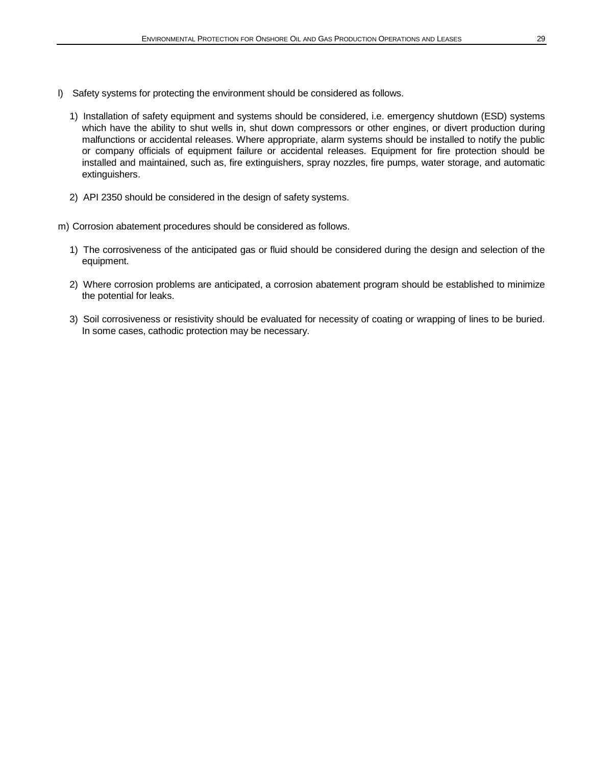l) Safety systems for protecting the environment should be considered as follows.

   1) Installation of safety equipment and systems should be considered, i.e. emergency shutdown (ESD) systems which have the ability to shut wells in, shut down compressors or other engines, or divert production during malfunctions or accidental releases. Where appropriate, alarm systems should be installed to notify the public or company officials of equipment failure or accidental releases. Equipment for fire protection should be installed and maintained, such as, fire extinguishers, spray nozzles, fire pumps, water storage, and automatic extinguishers.

   2) API 2350 should be considered in the design of safety systems.

m) Corrosion abatement procedures should be considered as follows.

   1) The corrosiveness of the anticipated gas or fluid should be considered during the design and selection of the equipment.

   2) Where corrosion problems are anticipated, a corrosion abatement program should be established to minimize the potential for leaks.

   3) Soil corrosiveness or resistivity should be evaluated for necessity of coating or wrapping of lines to be buried. In some cases, cathodic protection may be necessary.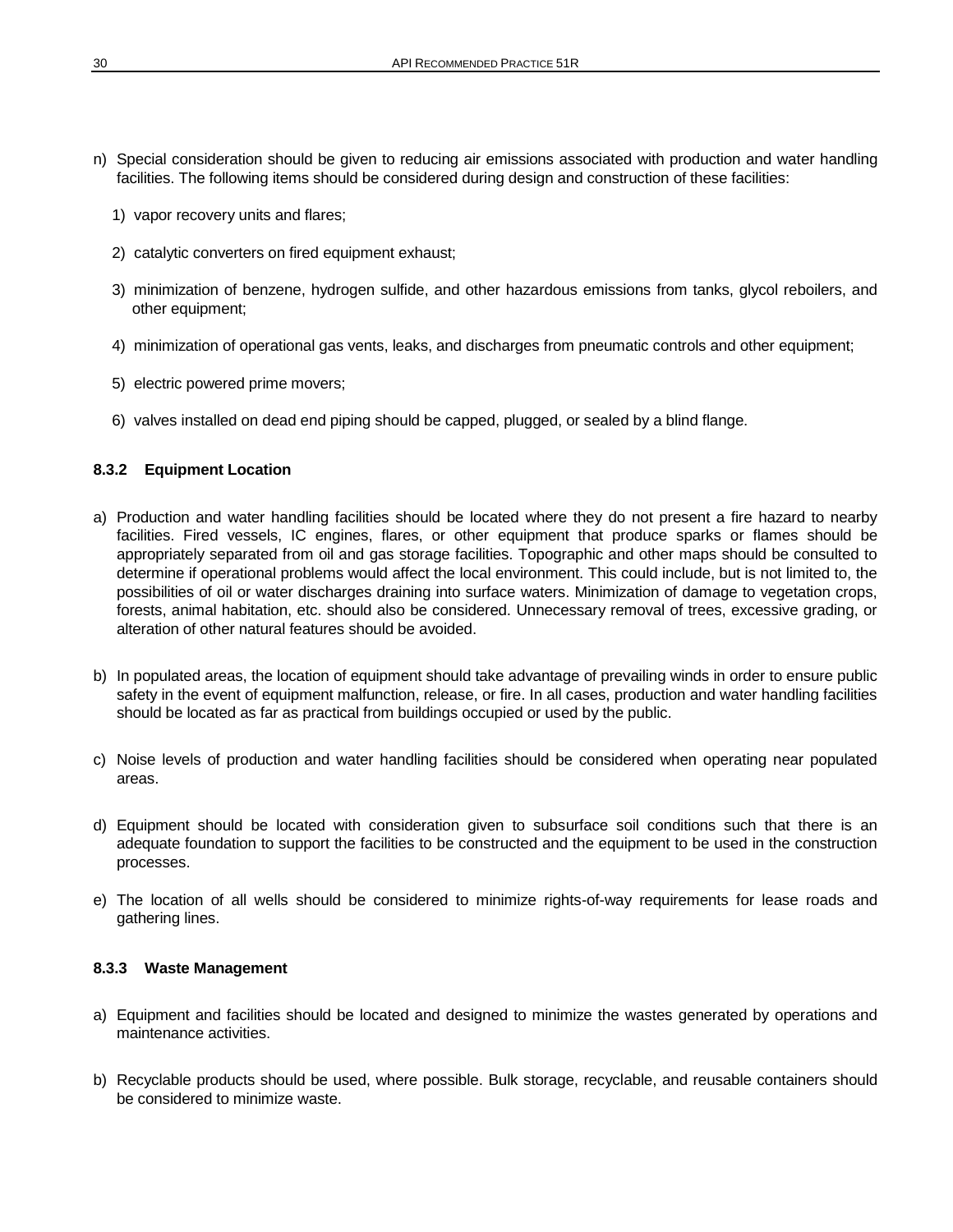n) Special consideration should be given to reducing air emissions associated with production and water handling facilities. The following items should be considered during design and construction of these facilities:

   1) vapor recovery units and flares;

   2) catalytic converters on fired equipment exhaust;

   3) minimization of benzene, hydrogen sulfide, and other hazardous emissions from tanks, glycol reboilers, and other equipment;

   4) minimization of operational gas vents, leaks, and discharges from pneumatic controls and other equipment;

   5) electric powered prime movers;

   6) valves installed on dead end piping should be capped, plugged, or sealed by a blind flange.

#### 8.3.2 Equipment Location

a) Production and water handling facilities should be located where they do not present a fire hazard to nearby facilities. Fired vessels, IC engines, flares, or other equipment that produce sparks or flames should be appropriately separated from oil and gas storage facilities. Topographic and other maps should be consulted to determine if operational problems would affect the local environment. This could include, but is not limited to, the possibilities of oil or water discharges draining into surface waters. Minimization of damage to vegetation crops, forests, animal habitation, etc. should also be considered. Unnecessary removal of trees, excessive grading, or alteration of other natural features should be avoided.

b) In populated areas, the location of equipment should take advantage of prevailing winds in order to ensure public safety in the event of equipment malfunction, release, or fire. In all cases, production and water handling facilities should be located as far as practical from buildings occupied or used by the public.

c) Noise levels of production and water handling facilities should be considered when operating near populated areas.

d) Equipment should be located with consideration given to subsurface soil conditions such that there is an adequate foundation to support the facilities to be constructed and the equipment to be used in the construction processes.

e) The location of all wells should be considered to minimize rights-of-way requirements for lease roads and gathering lines.

#### 8.3.3 Waste Management

a) Equipment and facilities should be located and designed to minimize the wastes generated by operations and maintenance activities.

b) Recyclable products should be used, where possible. Bulk storage, recyclable, and reusable containers should be considered to minimize waste.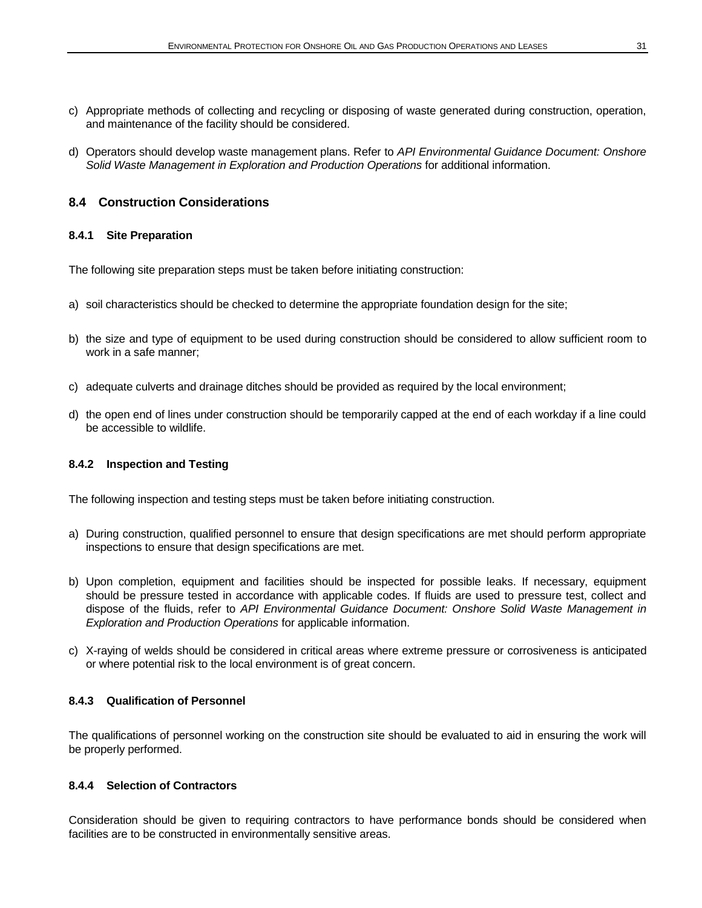c) Appropriate methods of collecting and recycling or disposing of waste generated during construction, operation, and maintenance of the facility should be considered.

d) Operators should develop waste management plans. Refer to *API Environmental Guidance Document: Onshore Solid Waste Management in Exploration and Production Operations* for additional information.

## 8.4 Construction Considerations

### 8.4.1 Site Preparation

The following site preparation steps must be taken before initiating construction:

a) soil characteristics should be checked to determine the appropriate foundation design for the site;

b) the size and type of equipment to be used during construction should be considered to allow sufficient room to work in a safe manner;

c) adequate culverts and drainage ditches should be provided as required by the local environment;

d) the open end of lines under construction should be temporarily capped at the end of each workday if a line could be accessible to wildlife.

### 8.4.2 Inspection and Testing

The following inspection and testing steps must be taken before initiating construction.

a) During construction, qualified personnel to ensure that design specifications are met should perform appropriate inspections to ensure that design specifications are met.

b) Upon completion, equipment and facilities should be inspected for possible leaks. If necessary, equipment should be pressure tested in accordance with applicable codes. If fluids are used to pressure test, collect and dispose of the fluids, refer to *API Environmental Guidance Document: Onshore Solid Waste Management in Exploration and Production Operations* for applicable information.

c) X-raying of welds should be considered in critical areas where extreme pressure or corrosiveness is anticipated or where potential risk to the local environment is of great concern.

### 8.4.3 Qualification of Personnel

The qualifications of personnel working on the construction site should be evaluated to aid in ensuring the work will be properly performed.

### 8.4.4 Selection of Contractors

Consideration should be given to requiring contractors to have performance bonds should be considered when facilities are to be constructed in environmentally sensitive areas.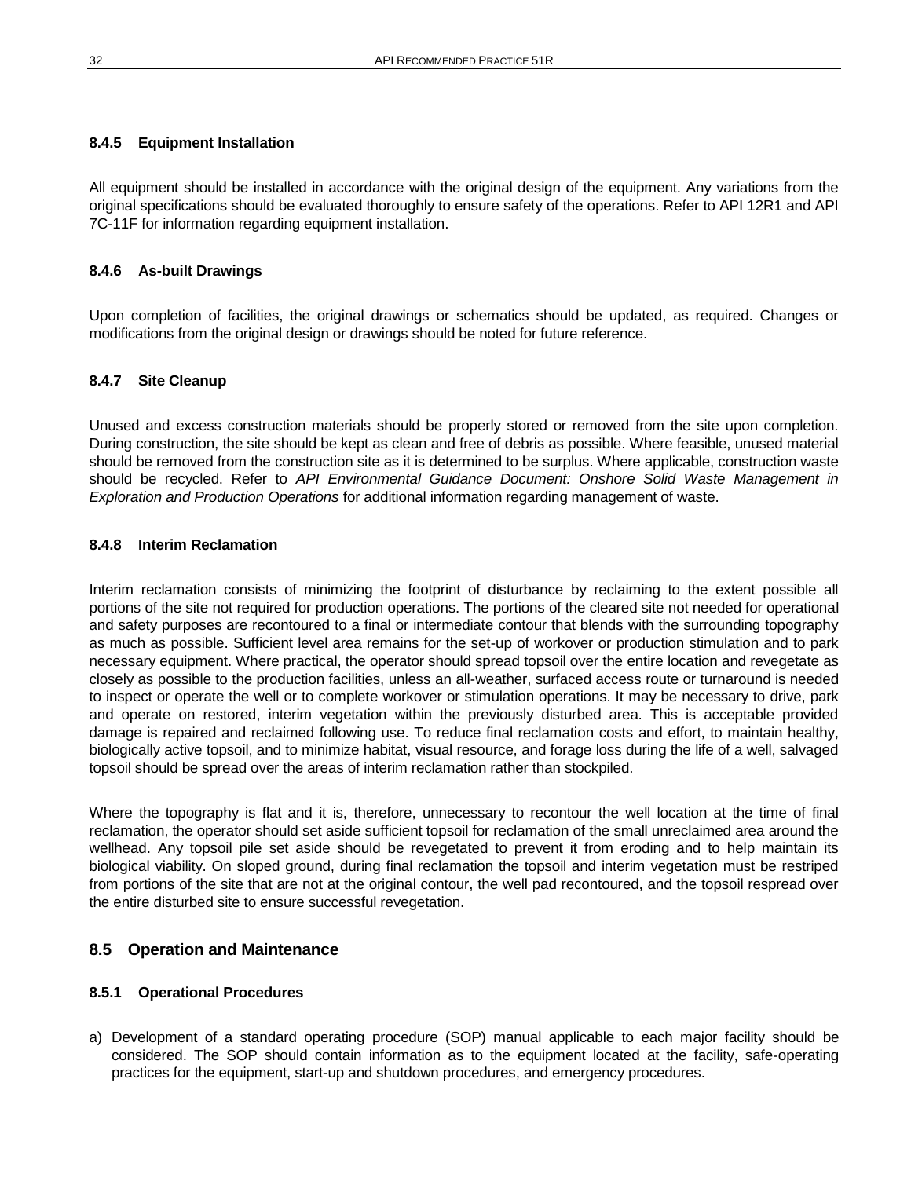#### 8.4.5 Equipment Installation

All equipment should be installed in accordance with the original design of the equipment. Any variations from the original specifications should be evaluated thoroughly to ensure safety of the operations. Refer to API 12R1 and API 7C-11F for information regarding equipment installation.

#### 8.4.6 As-built Drawings

Upon completion of facilities, the original drawings or schematics should be updated, as required. Changes or modifications from the original design or drawings should be noted for future reference.

#### 8.4.7 Site Cleanup

Unused and excess construction materials should be properly stored or removed from the site upon completion. During construction, the site should be kept as clean and free of debris as possible. Where feasible, unused material should be removed from the construction site as it is determined to be surplus. Where applicable, construction waste should be recycled. Refer to *API Environmental Guidance Document: Onshore Solid Waste Management in Exploration and Production Operations* for additional information regarding management of waste.

#### 8.4.8 Interim Reclamation

Interim reclamation consists of minimizing the footprint of disturbance by reclaiming to the extent possible all portions of the site not required for production operations. The portions of the cleared site not needed for operational and safety purposes are recontoured to a final or intermediate contour that blends with the surrounding topography as much as possible. Sufficient level area remains for the set-up of workover or production stimulation and to park necessary equipment. Where practical, the operator should spread topsoil over the entire location and revegetate as closely as possible to the production facilities, unless an all-weather, surfaced access route or turnaround is needed to inspect or operate the well or to complete workover or stimulation operations. It may be necessary to drive, park and operate on restored, interim vegetation within the previously disturbed area. This is acceptable provided damage is repaired and reclaimed following use. To reduce final reclamation costs and effort, to maintain healthy, biologically active topsoil, and to minimize habitat, visual resource, and forage loss during the life of a well, salvaged topsoil should be spread over the areas of interim reclamation rather than stockpiled.

Where the topography is flat and it is, therefore, unnecessary to recontour the well location at the time of final reclamation, the operator should set aside sufficient topsoil for reclamation of the small unreclaimed area around the wellhead. Any topsoil pile set aside should be revegetated to prevent it from eroding and to help maintain its biological viability. On sloped ground, during final reclamation the topsoil and interim vegetation must be restriped from portions of the site that are not at the original contour, the well pad recontoured, and the topsoil respread over the entire disturbed site to ensure successful revegetation.

### 8.5 Operation and Maintenance

#### 8.5.1 Operational Procedures

a) Development of a standard operating procedure (SOP) manual applicable to each major facility should be considered. The SOP should contain information as to the equipment located at the facility, safe-operating practices for the equipment, start-up and shutdown procedures, and emergency procedures.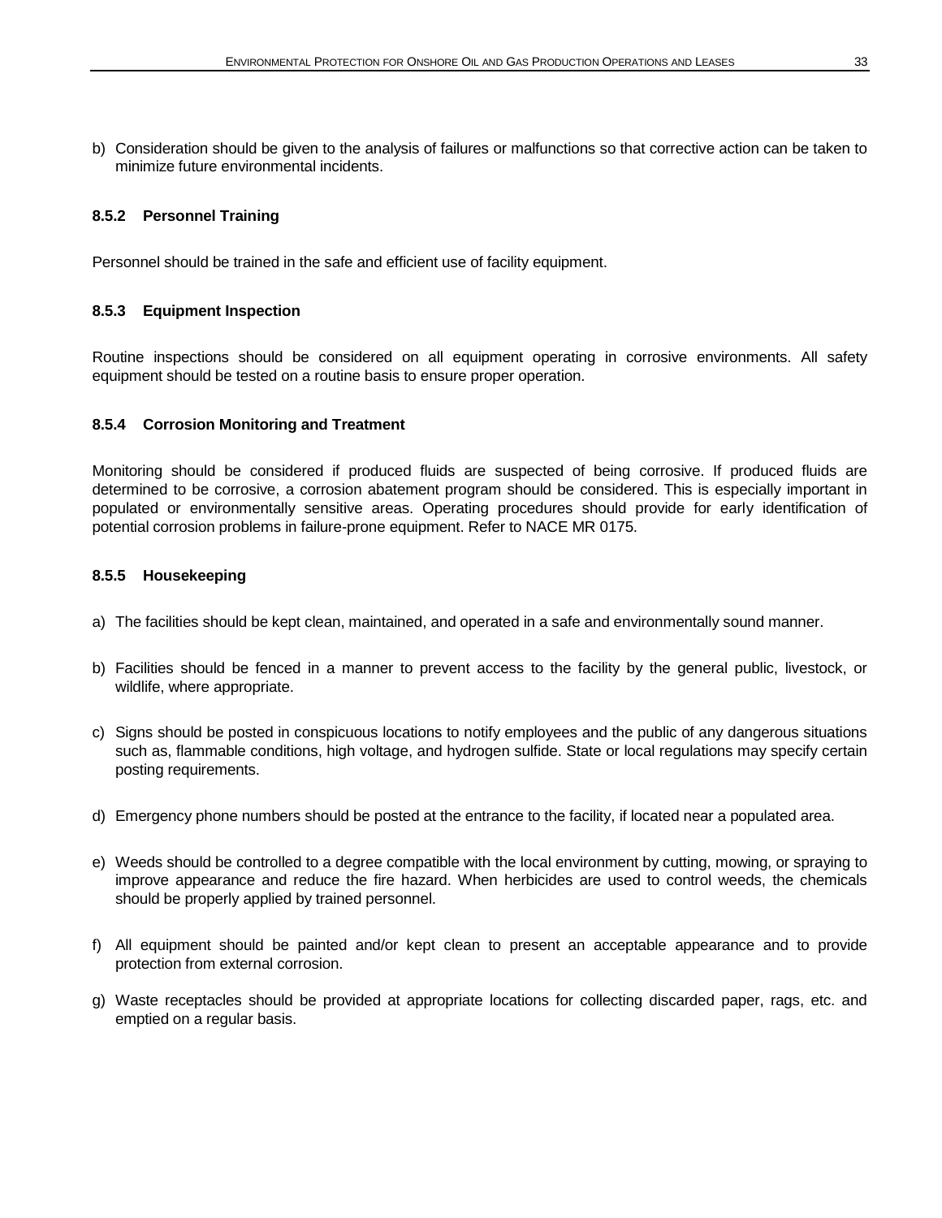b) Consideration should be given to the analysis of failures or malfunctions so that corrective action can be taken to minimize future environmental incidents.

### 8.5.2 Personnel Training

Personnel should be trained in the safe and efficient use of facility equipment.

### 8.5.3 Equipment Inspection

Routine inspections should be considered on all equipment operating in corrosive environments. All safety equipment should be tested on a routine basis to ensure proper operation.

### 8.5.4 Corrosion Monitoring and Treatment

Monitoring should be considered if produced fluids are suspected of being corrosive. If produced fluids are determined to be corrosive, a corrosion abatement program should be considered. This is especially important in populated or environmentally sensitive areas. Operating procedures should provide for early identification of potential corrosion problems in failure-prone equipment. Refer to NACE MR 0175.

### 8.5.5 Housekeeping

a) The facilities should be kept clean, maintained, and operated in a safe and environmentally sound manner.

b) Facilities should be fenced in a manner to prevent access to the facility by the general public, livestock, or wildlife, where appropriate.

c) Signs should be posted in conspicuous locations to notify employees and the public of any dangerous situations such as, flammable conditions, high voltage, and hydrogen sulfide. State or local regulations may specify certain posting requirements.

d) Emergency phone numbers should be posted at the entrance to the facility, if located near a populated area.

e) Weeds should be controlled to a degree compatible with the local environment by cutting, mowing, or spraying to improve appearance and reduce the fire hazard. When herbicides are used to control weeds, the chemicals should be properly applied by trained personnel.

f) All equipment should be painted and/or kept clean to present an acceptable appearance and to provide protection from external corrosion.

g) Waste receptacles should be provided at appropriate locations for collecting discarded paper, rags, etc. and emptied on a regular basis.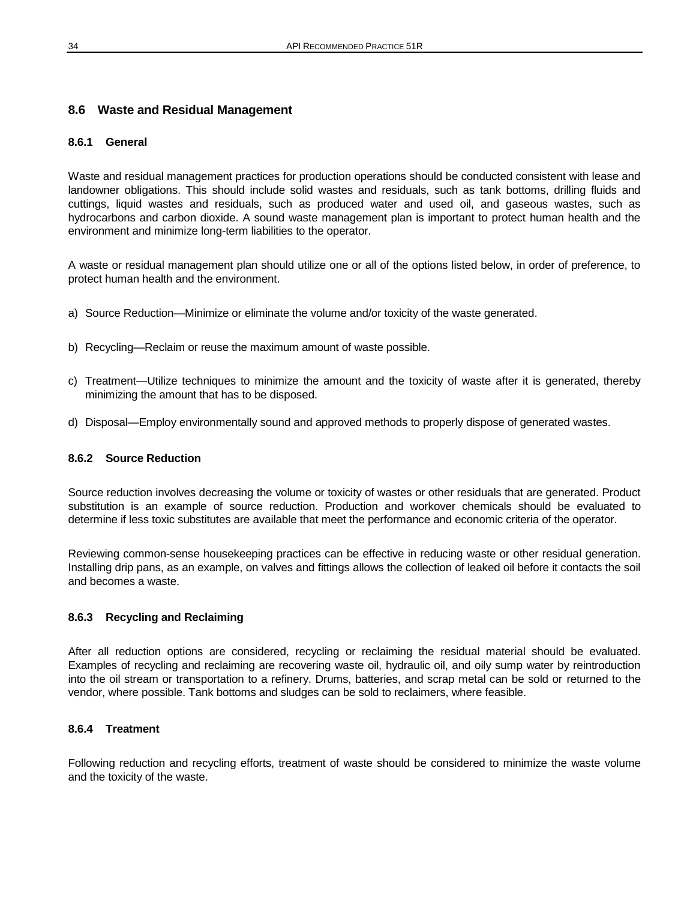## 8.6 Waste and Residual Management

### 8.6.1 General

Waste and residual management practices for production operations should be conducted consistent with lease and landowner obligations. This should include solid wastes and residuals, such as tank bottoms, drilling fluids and cuttings, liquid wastes and residuals, such as produced water and used oil, and gaseous wastes, such as hydrocarbons and carbon dioxide. A sound waste management plan is important to protect human health and the environment and minimize long-term liabilities to the operator.

A waste or residual management plan should utilize one or all of the options listed below, in order of preference, to protect human health and the environment.

a) Source Reduction—Minimize or eliminate the volume and/or toxicity of the waste generated.

b) Recycling—Reclaim or reuse the maximum amount of waste possible.

c) Treatment—Utilize techniques to minimize the amount and the toxicity of waste after it is generated, thereby minimizing the amount that has to be disposed.

d) Disposal—Employ environmentally sound and approved methods to properly dispose of generated wastes.

### 8.6.2 Source Reduction

Source reduction involves decreasing the volume or toxicity of wastes or other residuals that are generated. Product substitution is an example of source reduction. Production and workover chemicals should be evaluated to determine if less toxic substitutes are available that meet the performance and economic criteria of the operator.

Reviewing common-sense housekeeping practices can be effective in reducing waste or other residual generation. Installing drip pans, as an example, on valves and fittings allows the collection of leaked oil before it contacts the soil and becomes a waste.

### 8.6.3 Recycling and Reclaiming

After all reduction options are considered, recycling or reclaiming the residual material should be evaluated. Examples of recycling and reclaiming are recovering waste oil, hydraulic oil, and oily sump water by reintroduction into the oil stream or transportation to a refinery. Drums, batteries, and scrap metal can be sold or returned to the vendor, where possible. Tank bottoms and sludges can be sold to reclaimers, where feasible.

### 8.6.4 Treatment

Following reduction and recycling efforts, treatment of waste should be considered to minimize the waste volume and the toxicity of the waste.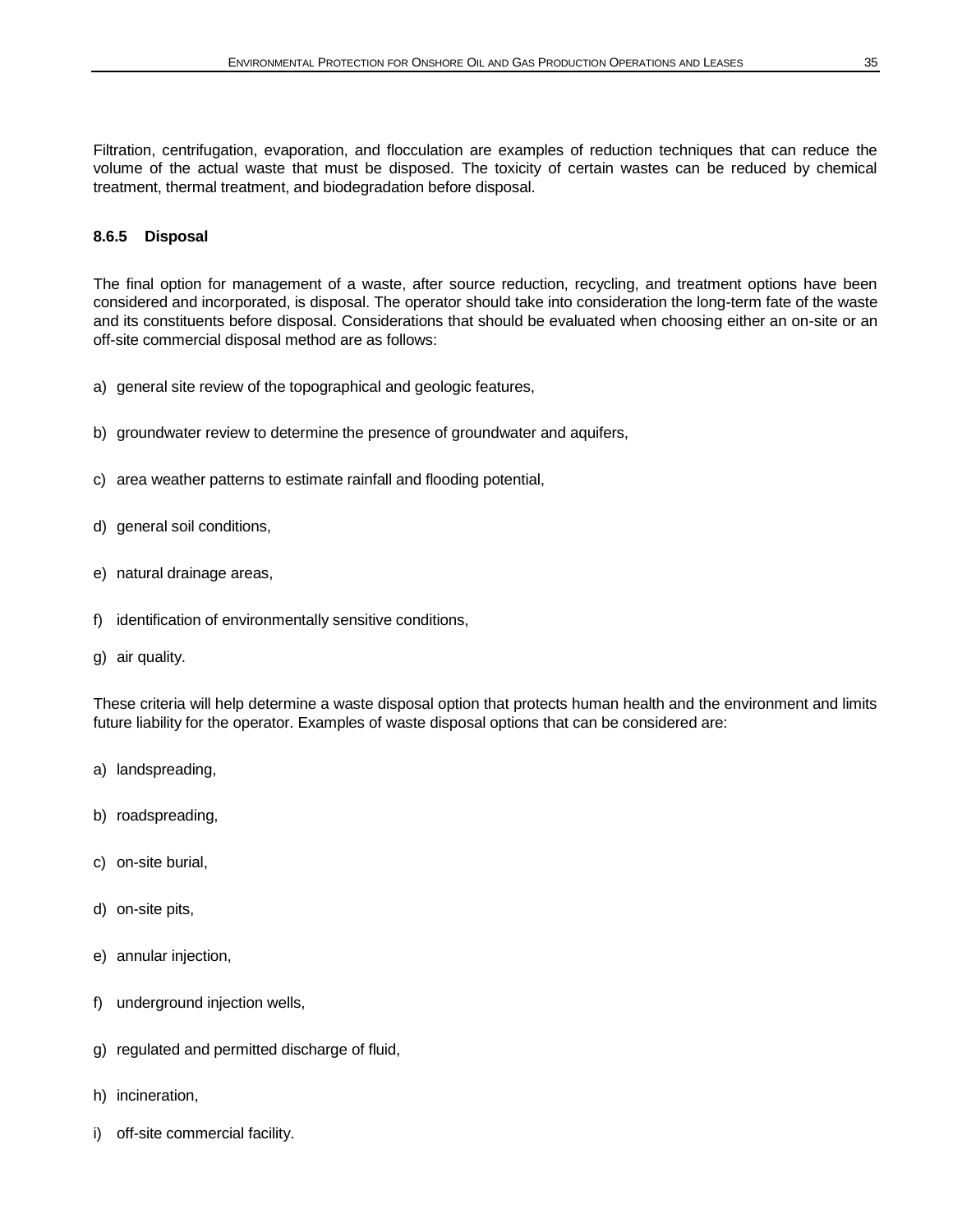Filtration, centrifugation, evaporation, and flocculation are examples of reduction techniques that can reduce the volume of the actual waste that must be disposed. The toxicity of certain wastes can be reduced by chemical treatment, thermal treatment, and biodegradation before disposal.

### 8.6.5 Disposal

The final option for management of a waste, after source reduction, recycling, and treatment options have been considered and incorporated, is disposal. The operator should take into consideration the long-term fate of the waste and its constituents before disposal. Considerations that should be evaluated when choosing either an on-site or an off-site commercial disposal method are as follows:

a) general site review of the topographical and geologic features,

b) groundwater review to determine the presence of groundwater and aquifers,

c) area weather patterns to estimate rainfall and flooding potential,

d) general soil conditions,

e) natural drainage areas,

f) identification of environmentally sensitive conditions,

g) air quality.

These criteria will help determine a waste disposal option that protects human health and the environment and limits future liability for the operator. Examples of waste disposal options that can be considered are:

a) landspreading,

b) roadspreading,

c) on-site burial,

d) on-site pits,

e) annular injection,

f) underground injection wells,

g) regulated and permitted discharge of fluid,

h) incineration,

i) off-site commercial facility.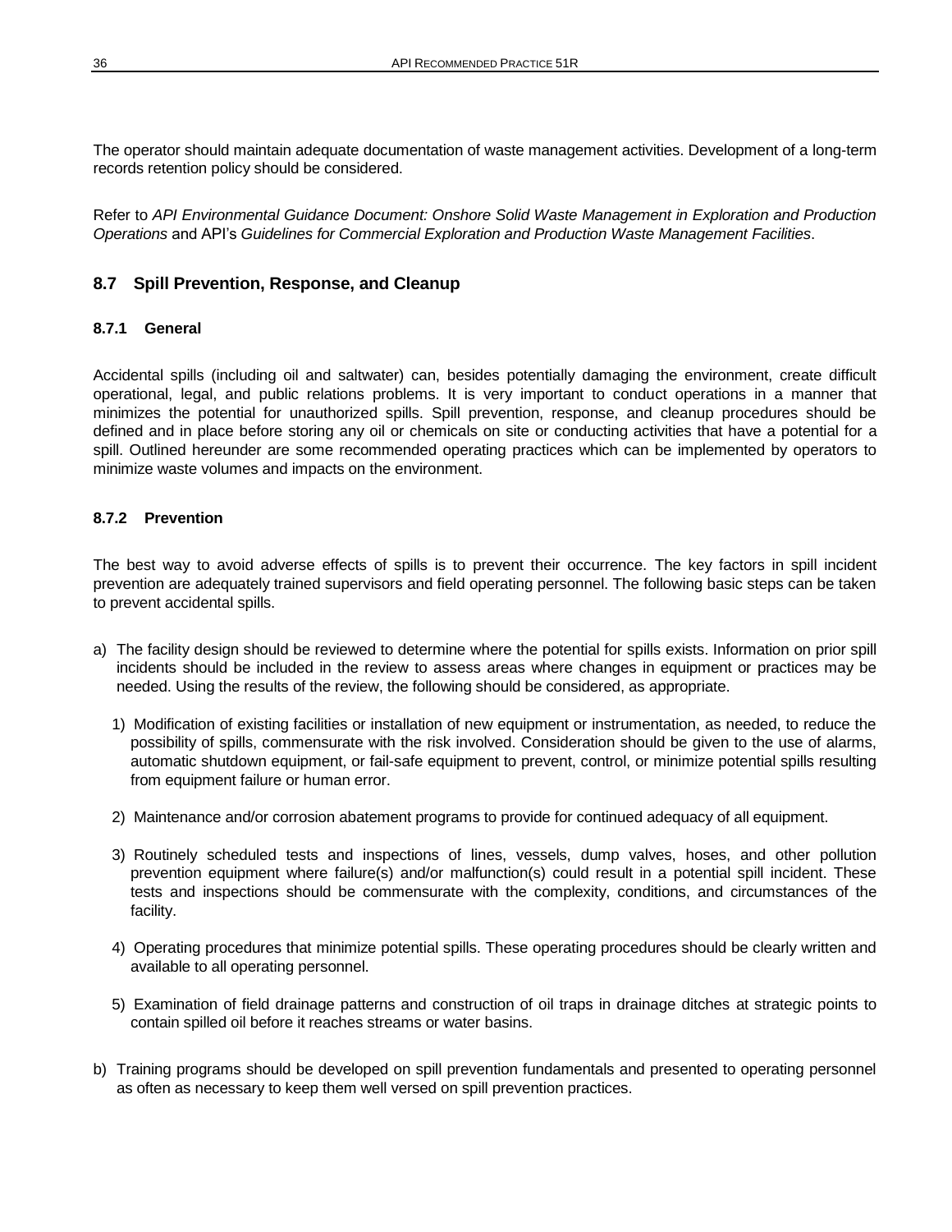The operator should maintain adequate documentation of waste management activities. Development of a long-term records retention policy should be considered.

Refer to *API Environmental Guidance Document: Onshore Solid Waste Management in Exploration and Production Operations* and API's *Guidelines for Commercial Exploration and Production Waste Management Facilities*.

## 8.7 Spill Prevention, Response, and Cleanup

### 8.7.1 General

Accidental spills (including oil and saltwater) can, besides potentially damaging the environment, create difficult operational, legal, and public relations problems. It is very important to conduct operations in a manner that minimizes the potential for unauthorized spills. Spill prevention, response, and cleanup procedures should be defined and in place before storing any oil or chemicals on site or conducting activities that have a potential for a spill. Outlined hereunder are some recommended operating practices which can be implemented by operators to minimize waste volumes and impacts on the environment.

### 8.7.2 Prevention

The best way to avoid adverse effects of spills is to prevent their occurrence. The key factors in spill incident prevention are adequately trained supervisors and field operating personnel. The following basic steps can be taken to prevent accidental spills.

a) The facility design should be reviewed to determine where the potential for spills exists. Information on prior spill incidents should be included in the review to assess areas where changes in equipment or practices may be needed. Using the results of the review, the following should be considered, as appropriate.

   1) Modification of existing facilities or installation of new equipment or instrumentation, as needed, to reduce the possibility of spills, commensurate with the risk involved. Consideration should be given to the use of alarms, automatic shutdown equipment, or fail-safe equipment to prevent, control, or minimize potential spills resulting from equipment failure or human error.

   2) Maintenance and/or corrosion abatement programs to provide for continued adequacy of all equipment.

   3) Routinely scheduled tests and inspections of lines, vessels, dump valves, hoses, and other pollution prevention equipment where failure(s) and/or malfunction(s) could result in a potential spill incident. These tests and inspections should be commensurate with the complexity, conditions, and circumstances of the facility.

   4) Operating procedures that minimize potential spills. These operating procedures should be clearly written and available to all operating personnel.

   5) Examination of field drainage patterns and construction of oil traps in drainage ditches at strategic points to contain spilled oil before it reaches streams or water basins.

b) Training programs should be developed on spill prevention fundamentals and presented to operating personnel as often as necessary to keep them well versed on spill prevention practices.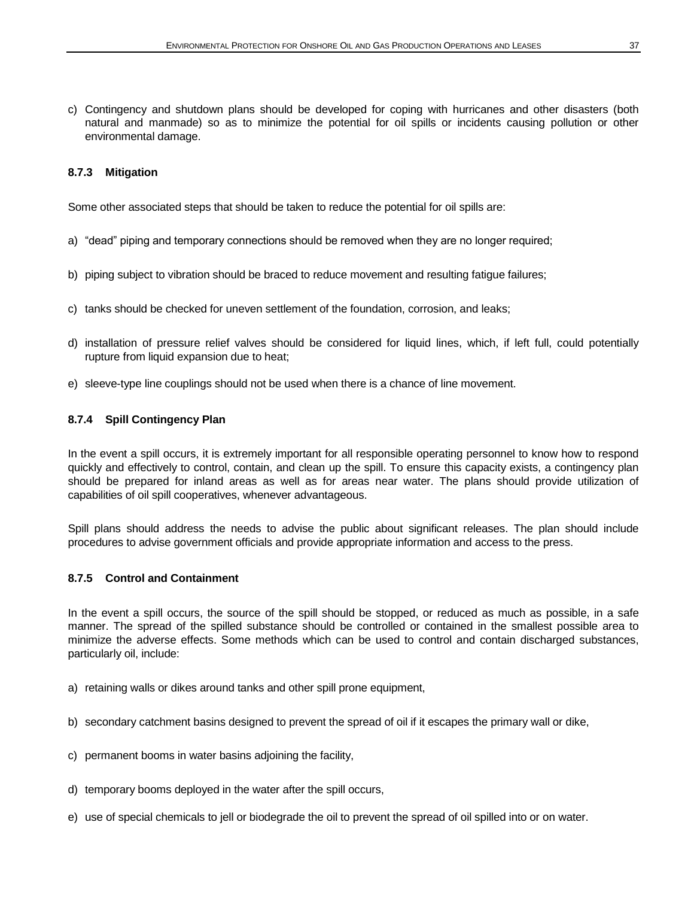c) Contingency and shutdown plans should be developed for coping with hurricanes and other disasters (both natural and manmade) so as to minimize the potential for oil spills or incidents causing pollution or other environmental damage.

### 8.7.3 Mitigation

Some other associated steps that should be taken to reduce the potential for oil spills are:

a) “dead” piping and temporary connections should be removed when they are no longer required;

b) piping subject to vibration should be braced to reduce movement and resulting fatigue failures;

c) tanks should be checked for uneven settlement of the foundation, corrosion, and leaks;

d) installation of pressure relief valves should be considered for liquid lines, which, if left full, could potentially rupture from liquid expansion due to heat;

e) sleeve-type line couplings should not be used when there is a chance of line movement.

### 8.7.4 Spill Contingency Plan

In the event a spill occurs, it is extremely important for all responsible operating personnel to know how to respond quickly and effectively to control, contain, and clean up the spill. To ensure this capacity exists, a contingency plan should be prepared for inland areas as well as for areas near water. The plans should provide utilization of capabilities of oil spill cooperatives, whenever advantageous.

Spill plans should address the needs to advise the public about significant releases. The plan should include procedures to advise government officials and provide appropriate information and access to the press.

### 8.7.5 Control and Containment

In the event a spill occurs, the source of the spill should be stopped, or reduced as much as possible, in a safe manner. The spread of the spilled substance should be controlled or contained in the smallest possible area to minimize the adverse effects. Some methods which can be used to control and contain discharged substances, particularly oil, include:

a) retaining walls or dikes around tanks and other spill prone equipment,

b) secondary catchment basins designed to prevent the spread of oil if it escapes the primary wall or dike,

c) permanent booms in water basins adjoining the facility,

d) temporary booms deployed in the water after the spill occurs,

e) use of special chemicals to jell or biodegrade the oil to prevent the spread of oil spilled into or on water.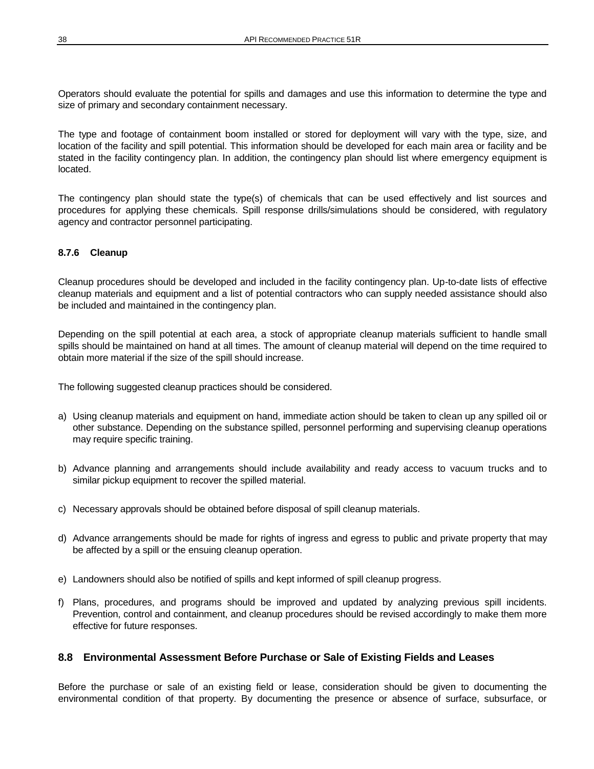Operators should evaluate the potential for spills and damages and use this information to determine the type and size of primary and secondary containment necessary.

The type and footage of containment boom installed or stored for deployment will vary with the type, size, and location of the facility and spill potential. This information should be developed for each main area or facility and be stated in the facility contingency plan. In addition, the contingency plan should list where emergency equipment is located.

The contingency plan should state the type(s) of chemicals that can be used effectively and list sources and procedures for applying these chemicals. Spill response drills/simulations should be considered, with regulatory agency and contractor personnel participating.

#### 8.7.6 Cleanup

Cleanup procedures should be developed and included in the facility contingency plan. Up-to-date lists of effective cleanup materials and equipment and a list of potential contractors who can supply needed assistance should also be included and maintained in the contingency plan.

Depending on the spill potential at each area, a stock of appropriate cleanup materials sufficient to handle small spills should be maintained on hand at all times. The amount of cleanup material will depend on the time required to obtain more material if the size of the spill should increase.

The following suggested cleanup practices should be considered.

a) Using cleanup materials and equipment on hand, immediate action should be taken to clean up any spilled oil or other substance. Depending on the substance spilled, personnel performing and supervising cleanup operations may require specific training.

b) Advance planning and arrangements should include availability and ready access to vacuum trucks and to similar pickup equipment to recover the spilled material.

c) Necessary approvals should be obtained before disposal of spill cleanup materials.

d) Advance arrangements should be made for rights of ingress and egress to public and private property that may be affected by a spill or the ensuing cleanup operation.

e) Landowners should also be notified of spills and kept informed of spill cleanup progress.

f) Plans, procedures, and programs should be improved and updated by analyzing previous spill incidents. Prevention, control and containment, and cleanup procedures should be revised accordingly to make them more effective for future responses.

### 8.8 Environmental Assessment Before Purchase or Sale of Existing Fields and Leases

Before the purchase or sale of an existing field or lease, consideration should be given to documenting the environmental condition of that property. By documenting the presence or absence of surface, subsurface, or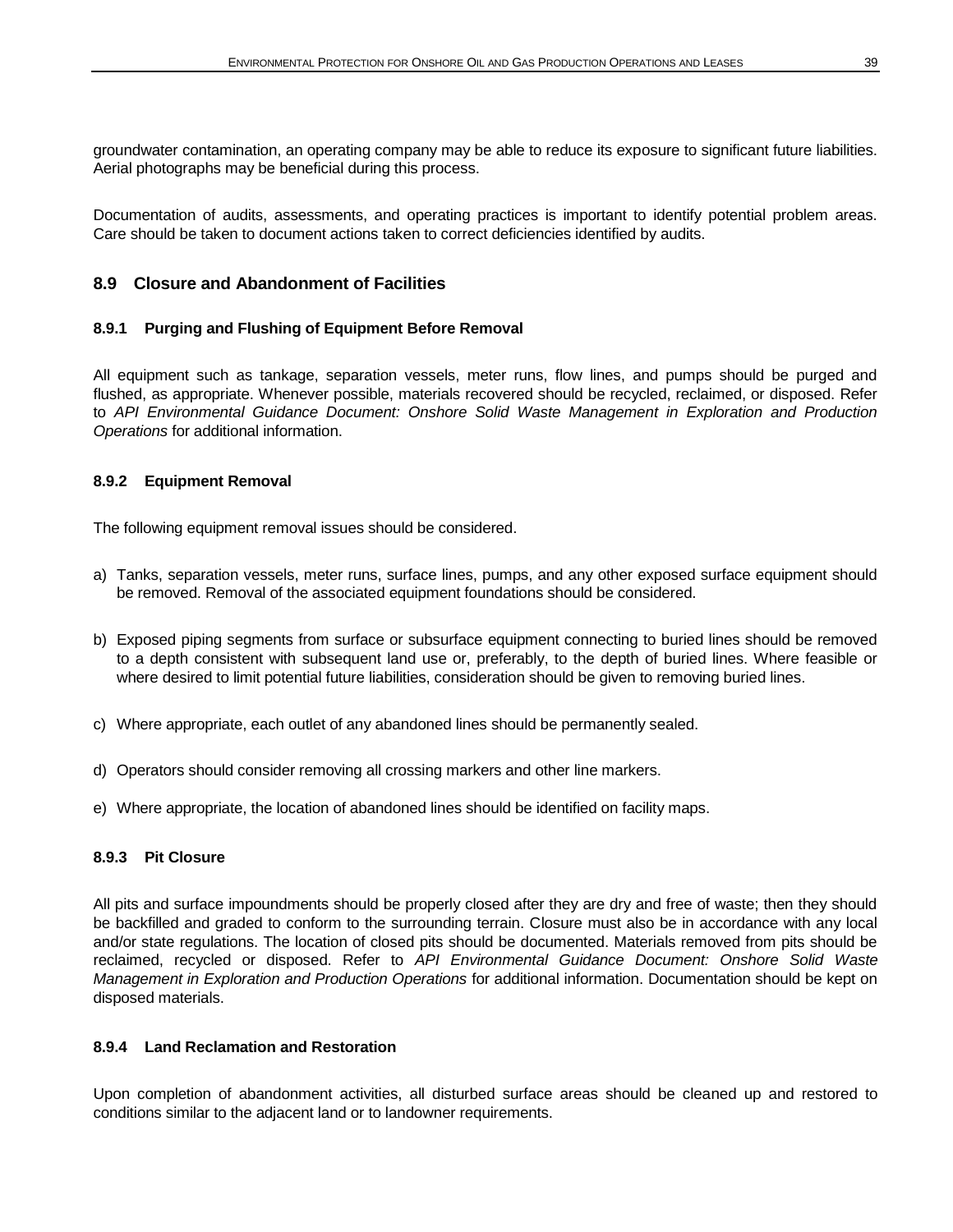groundwater contamination, an operating company may be able to reduce its exposure to significant future liabilities. Aerial photographs may be beneficial during this process.

Documentation of audits, assessments, and operating practices is important to identify potential problem areas. Care should be taken to document actions taken to correct deficiencies identified by audits.

## 8.9 Closure and Abandonment of Facilities

### 8.9.1 Purging and Flushing of Equipment Before Removal

All equipment such as tankage, separation vessels, meter runs, flow lines, and pumps should be purged and flushed, as appropriate. Whenever possible, materials recovered should be recycled, reclaimed, or disposed. Refer to *API Environmental Guidance Document: Onshore Solid Waste Management in Exploration and Production Operations* for additional information.

### 8.9.2 Equipment Removal

The following equipment removal issues should be considered.

a) Tanks, separation vessels, meter runs, surface lines, pumps, and any other exposed surface equipment should be removed. Removal of the associated equipment foundations should be considered.

b) Exposed piping segments from surface or subsurface equipment connecting to buried lines should be removed to a depth consistent with subsequent land use or, preferably, to the depth of buried lines. Where feasible or where desired to limit potential future liabilities, consideration should be given to removing buried lines.

c) Where appropriate, each outlet of any abandoned lines should be permanently sealed.

d) Operators should consider removing all crossing markers and other line markers.

e) Where appropriate, the location of abandoned lines should be identified on facility maps.

### 8.9.3 Pit Closure

All pits and surface impoundments should be properly closed after they are dry and free of waste; then they should be backfilled and graded to conform to the surrounding terrain. Closure must also be in accordance with any local and/or state regulations. The location of closed pits should be documented. Materials removed from pits should be reclaimed, recycled or disposed. Refer to *API Environmental Guidance Document: Onshore Solid Waste Management in Exploration and Production Operations* for additional information. Documentation should be kept on disposed materials.

### 8.9.4 Land Reclamation and Restoration

Upon completion of abandonment activities, all disturbed surface areas should be cleaned up and restored to conditions similar to the adjacent land or to landowner requirements.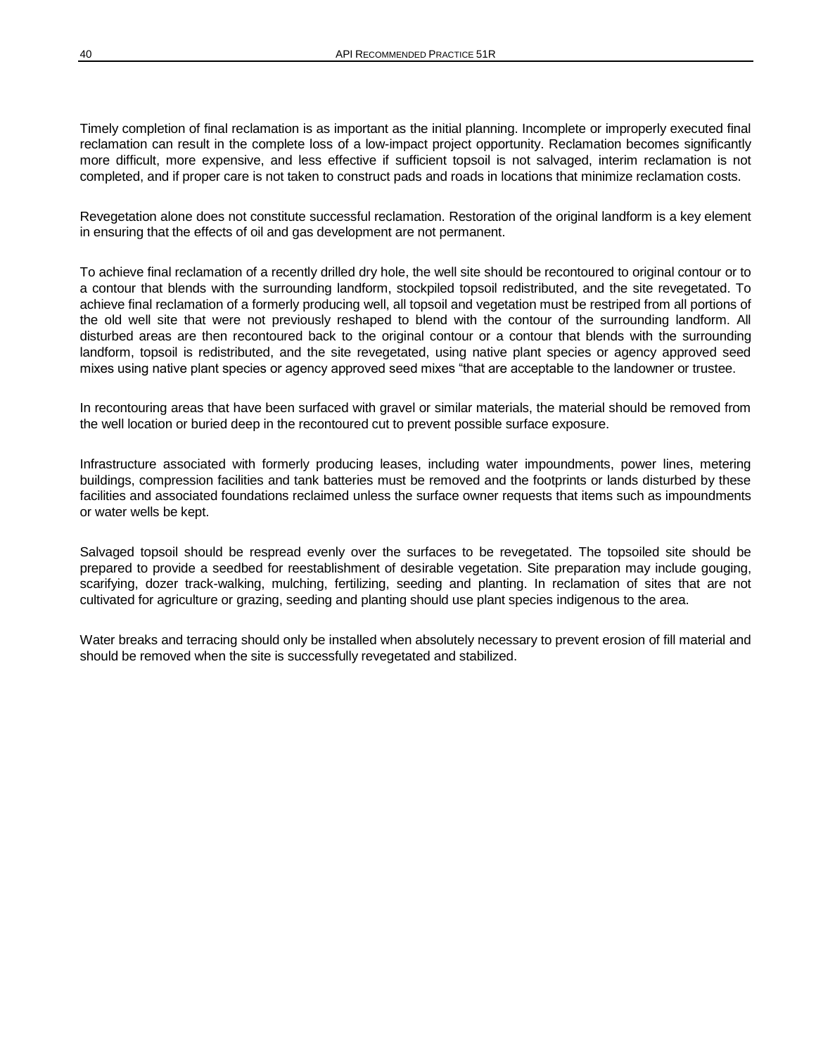Timely completion of final reclamation is as important as the initial planning. Incomplete or improperly executed final reclamation can result in the complete loss of a low-impact project opportunity. Reclamation becomes significantly more difficult, more expensive, and less effective if sufficient topsoil is not salvaged, interim reclamation is not completed, and if proper care is not taken to construct pads and roads in locations that minimize reclamation costs.

Revegetation alone does not constitute successful reclamation. Restoration of the original landform is a key element in ensuring that the effects of oil and gas development are not permanent.

To achieve final reclamation of a recently drilled dry hole, the well site should be recontoured to original contour or to a contour that blends with the surrounding landform, stockpiled topsoil redistributed, and the site revegetated. To achieve final reclamation of a formerly producing well, all topsoil and vegetation must be restriped from all portions of the old well site that were not previously reshaped to blend with the contour of the surrounding landform. All disturbed areas are then recontoured back to the original contour or a contour that blends with the surrounding landform, topsoil is redistributed, and the site revegetated, using native plant species or agency approved seed mixes using native plant species or agency approved seed mixes "that are acceptable to the landowner or trustee.

In recontouring areas that have been surfaced with gravel or similar materials, the material should be removed from the well location or buried deep in the recontoured cut to prevent possible surface exposure.

Infrastructure associated with formerly producing leases, including water impoundments, power lines, metering buildings, compression facilities and tank batteries must be removed and the footprints or lands disturbed by these facilities and associated foundations reclaimed unless the surface owner requests that items such as impoundments or water wells be kept.

Salvaged topsoil should be respread evenly over the surfaces to be revegetated. The topsoiled site should be prepared to provide a seedbed for reestablishment of desirable vegetation. Site preparation may include gouging, scarifying, dozer track-walking, mulching, fertilizing, seeding and planting. In reclamation of sites that are not cultivated for agriculture or grazing, seeding and planting should use plant species indigenous to the area.

Water breaks and terracing should only be installed when absolutely necessary to prevent erosion of fill material and should be removed when the site is successfully revegetated and stabilized.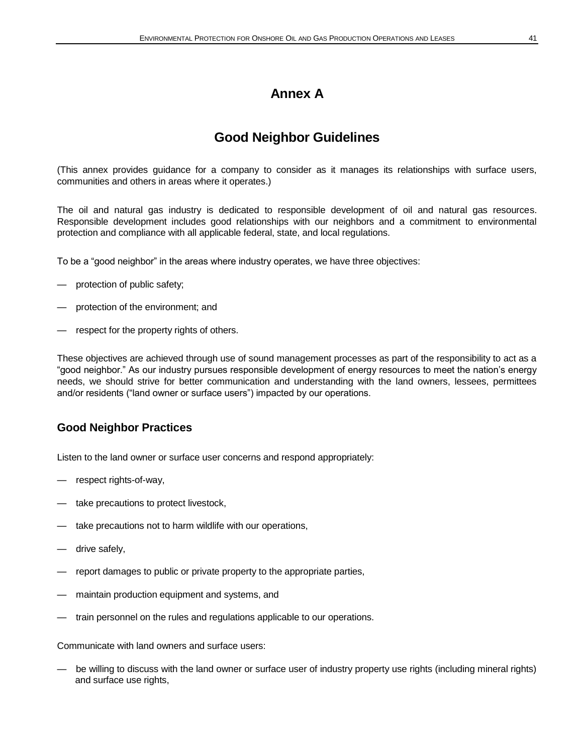# Annex A

# Good Neighbor Guidelines

(This annex provides guidance for a company to consider as it manages its relationships with surface users, communities and others in areas where it operates.)

The oil and natural gas industry is dedicated to responsible development of oil and natural gas resources. Responsible development includes good relationships with our neighbors and a commitment to environmental protection and compliance with all applicable federal, state, and local regulations.

To be a "good neighbor" in the areas where industry operates, we have three objectives:

- — protection of public safety;
- — protection of the environment; and
- — respect for the property rights of others.

These objectives are achieved through use of sound management processes as part of the responsibility to act as a "good neighbor." As our industry pursues responsible development of energy resources to meet the nation's energy needs, we should strive for better communication and understanding with the land owners, lessees, permittees and/or residents ("land owner or surface users") impacted by our operations.

## Good Neighbor Practices

Listen to the land owner or surface user concerns and respond appropriately:

- — respect rights-of-way,
- — take precautions to protect livestock,
- — take precautions not to harm wildlife with our operations,
- — drive safely,
- — report damages to public or private property to the appropriate parties,
- — maintain production equipment and systems, and
- — train personnel on the rules and regulations applicable to our operations.

Communicate with land owners and surface users:

- — be willing to discuss with the land owner or surface user of industry property use rights (including mineral rights) and surface use rights,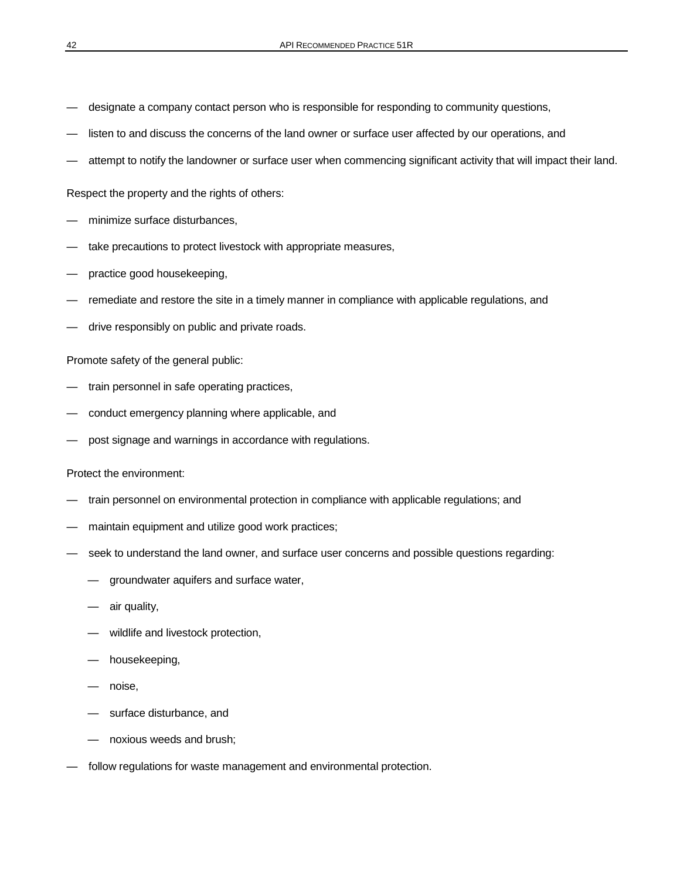- designate a company contact person who is responsible for responding to community questions,
- listen to and discuss the concerns of the land owner or surface user affected by our operations, and
- attempt to notify the landowner or surface user when commencing significant activity that will impact their land.

Respect the property and the rights of others:

- minimize surface disturbances,
- take precautions to protect livestock with appropriate measures,
- practice good housekeeping,
- remediate and restore the site in a timely manner in compliance with applicable regulations, and
- drive responsibly on public and private roads.

Promote safety of the general public:

- train personnel in safe operating practices,
- conduct emergency planning where applicable, and
- post signage and warnings in accordance with regulations.

Protect the environment:

- train personnel on environmental protection in compliance with applicable regulations; and
- maintain equipment and utilize good work practices;
- seek to understand the land owner, and surface user concerns and possible questions regarding:
  - groundwater aquifers and surface water,
  - air quality,
  - wildlife and livestock protection,
  - housekeeping,
  - noise,
  - surface disturbance, and
  - noxious weeds and brush;
- follow regulations for waste management and environmental protection.